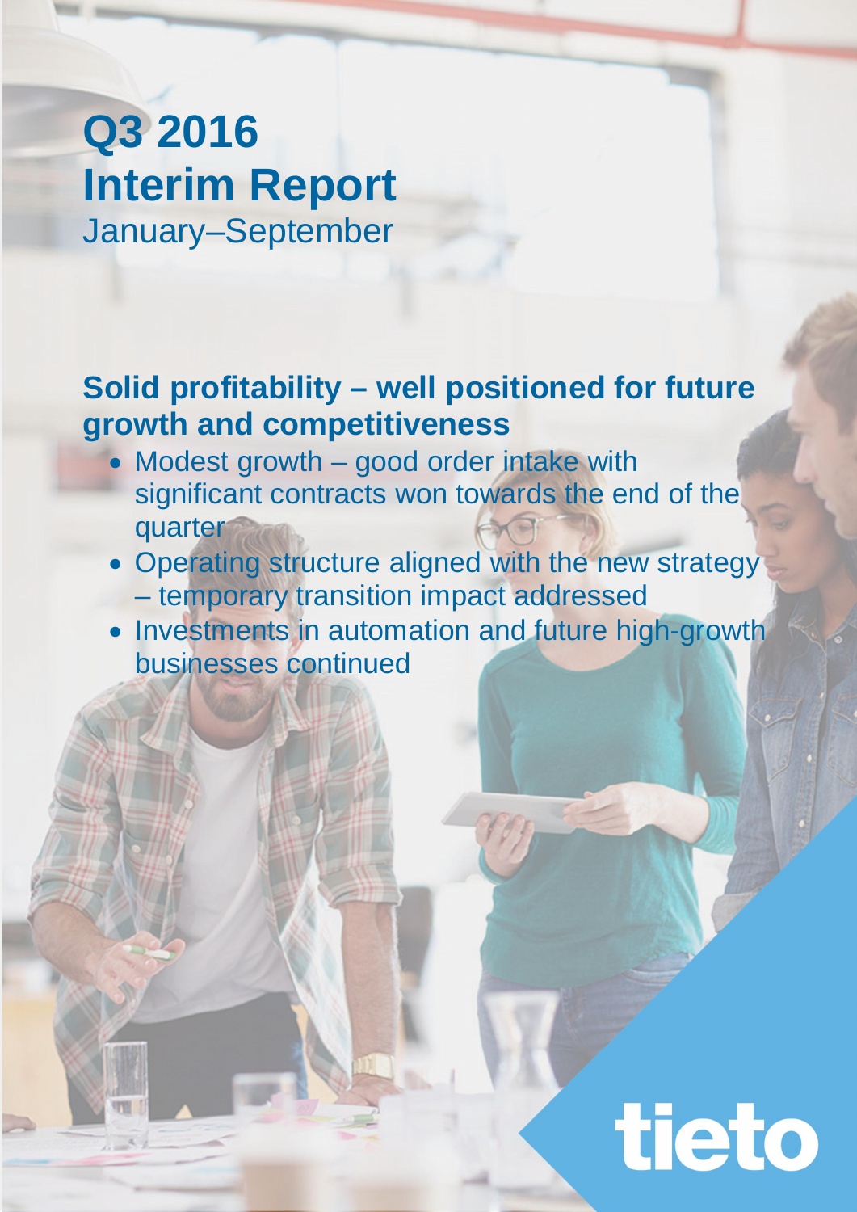# Q3 2016
# Interim Report
January–September

## Solid profitability – well positioned for future growth and competitiveness

- Modest growth – good order intake with significant contracts won towards the end of the quarter
- Operating structure aligned with the new strategy – temporary transition impact addressed
- Investments in automation and future high-growth businesses continued

tieto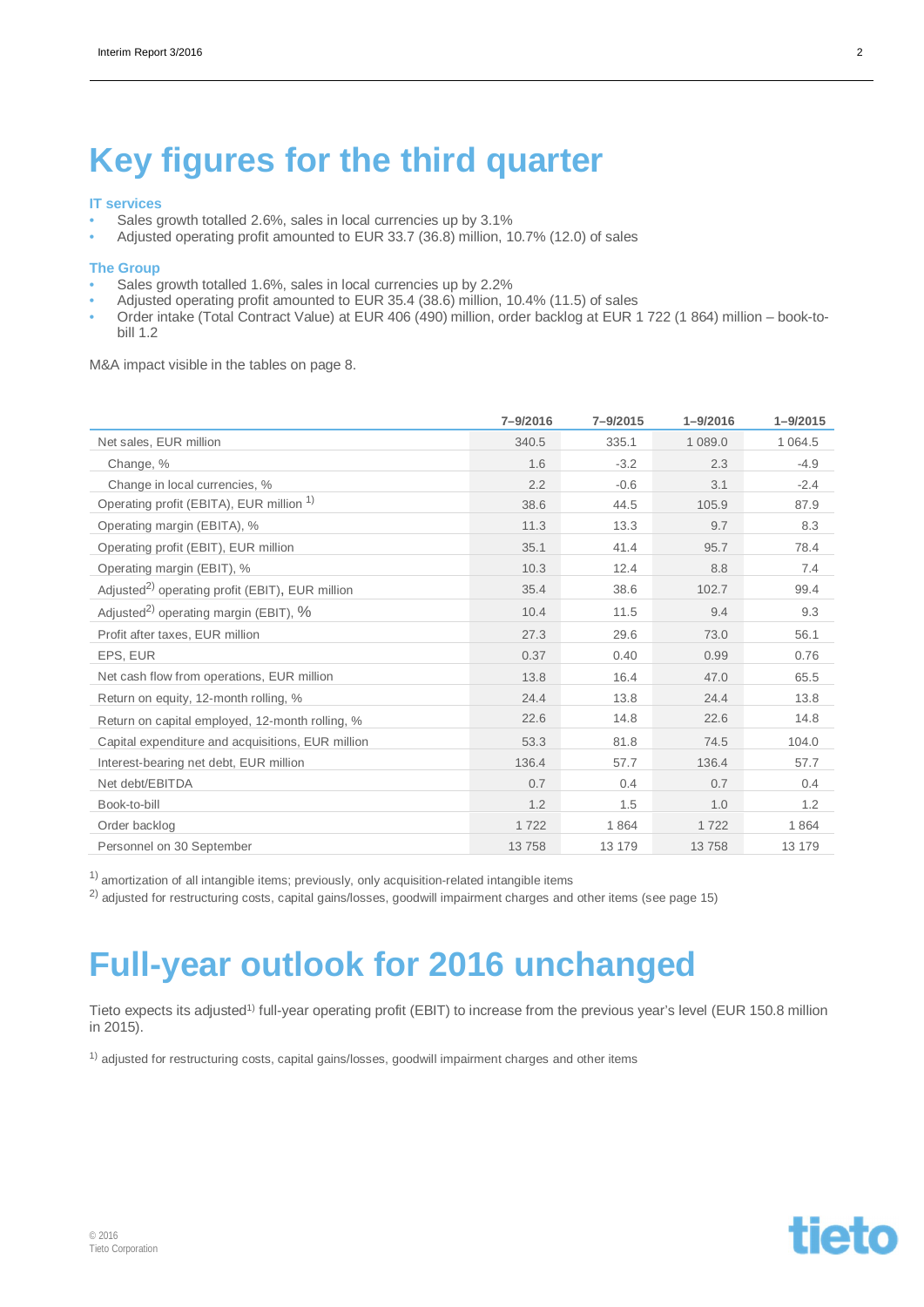# Key figures for the third quarter

### IT services

- Sales growth totalled 2.6%, sales in local currencies up by 3.1%
- Adjusted operating profit amounted to EUR 33.7 (36.8) million, 10.7% (12.0) of sales

### The Group

- Sales growth totalled 1.6%, sales in local currencies up by 2.2%
- Adjusted operating profit amounted to EUR 35.4 (38.6) million, 10.4% (11.5) of sales
- Order intake (Total Contract Value) at EUR 406 (490) million, order backlog at EUR 1 722 (1 864) million – book-to-bill 1.2

M&A impact visible in the tables on page 8.

| | 7–9/2016 | 7–9/2015 | 1–9/2016 | 1–9/2015 |
|---|---|---|---|---|
| Net sales, EUR million | 340.5 | 335.1 | 1 089.0 | 1 064.5 |
| Change, % | 1.6 | -3.2 | 2.3 | -4.9 |
| Change in local currencies, % | 2.2 | -0.6 | 3.1 | -2.4 |
| Operating profit (EBITA), EUR million [1] | 38.6 | 44.5 | 105.9 | 87.9 |
| Operating margin (EBITA), % | 11.3 | 13.3 | 9.7 | 8.3 |
| Operating profit (EBIT), EUR million | 35.1 | 41.4 | 95.7 | 78.4 |
| Operating margin (EBIT), % | 10.3 | 12.4 | 8.8 | 7.4 |
| Adjusted[2] operating profit (EBIT), EUR million | 35.4 | 38.6 | 102.7 | 99.4 |
| Adjusted[2] operating margin (EBIT), % | 10.4 | 11.5 | 9.4 | 9.3 |
| Profit after taxes, EUR million | 27.3 | 29.6 | 73.0 | 56.1 |
| EPS, EUR | 0.37 | 0.40 | 0.99 | 0.76 |
| Net cash flow from operations, EUR million | 13.8 | 16.4 | 47.0 | 65.5 |
| Return on equity, 12-month rolling, % | 24.4 | 13.8 | 24.4 | 13.8 |
| Return on capital employed, 12-month rolling, % | 22.6 | 14.8 | 22.6 | 14.8 |
| Capital expenditure and acquisitions, EUR million | 53.3 | 81.8 | 74.5 | 104.0 |
| Interest-bearing net debt, EUR million | 136.4 | 57.7 | 136.4 | 57.7 |
| Net debt/EBITDA | 0.7 | 0.4 | 0.7 | 0.4 |
| Book-to-bill | 1.2 | 1.5 | 1.0 | 1.2 |
| Order backlog | 1 722 | 1 864 | 1 722 | 1 864 |
| Personnel on 30 September | 13 758 | 13 179 | 13 758 | 13 179 |

[1] amortization of all intangible items; previously, only acquisition-related intangible items

[2] adjusted for restructuring costs, capital gains/losses, goodwill impairment charges and other items (see page 15)

# Full-year outlook for 2016 unchanged

Tieto expects its adjusted[1] full-year operating profit (EBIT) to increase from the previous year's level (EUR 150.8 million in 2015).

[1] adjusted for restructuring costs, capital gains/losses, goodwill impairment charges and other items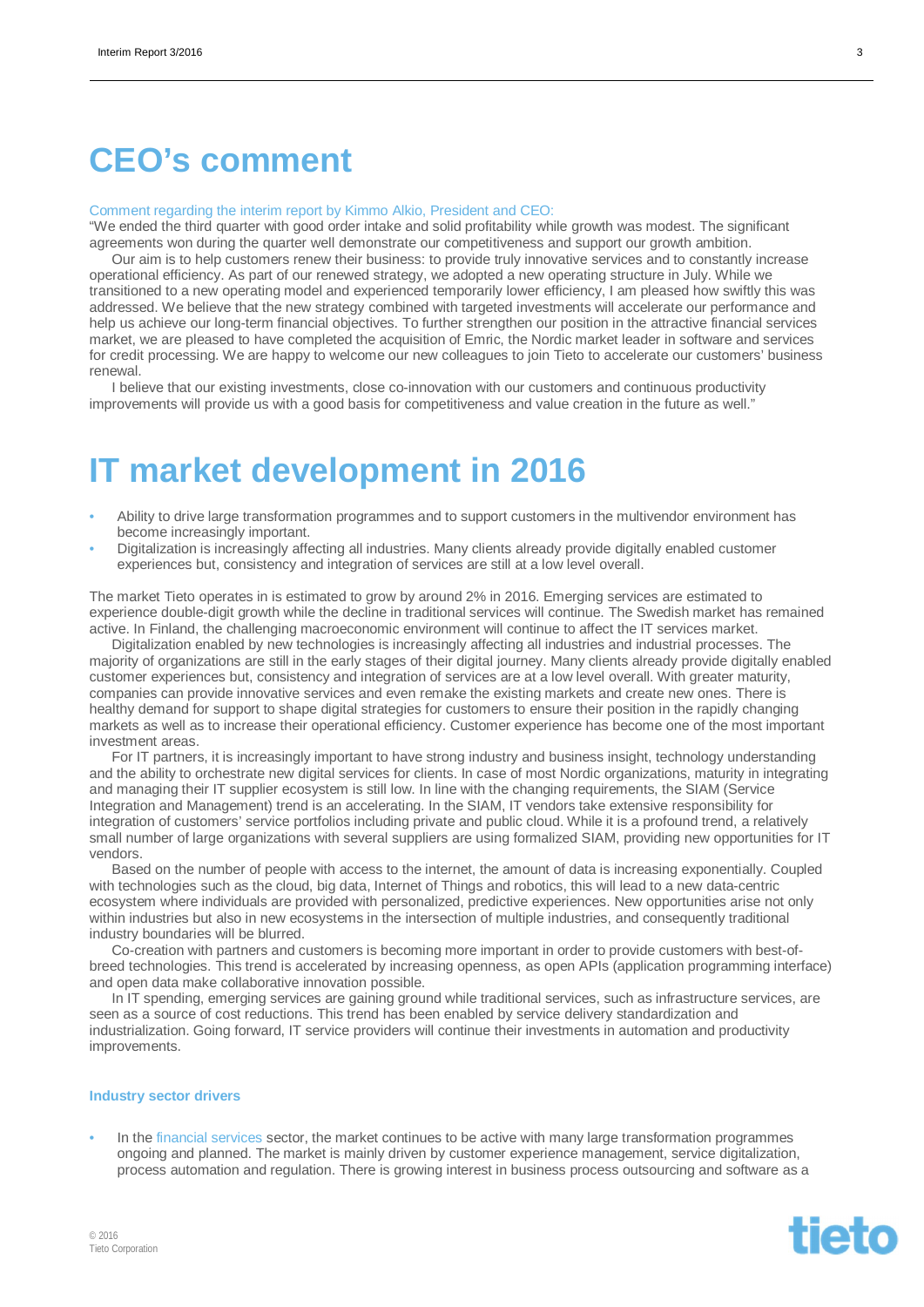# CEO's comment

Comment regarding the interim report by Kimmo Alkio, President and CEO:

"We ended the third quarter with good order intake and solid profitability while growth was modest. The significant agreements won during the quarter well demonstrate our competitiveness and support our growth ambition.

Our aim is to help customers renew their business: to provide truly innovative services and to constantly increase operational efficiency. As part of our renewed strategy, we adopted a new operating structure in July. While we transitioned to a new operating model and experienced temporarily lower efficiency, I am pleased how swiftly this was addressed. We believe that the new strategy combined with targeted investments will accelerate our performance and help us achieve our long-term financial objectives. To further strengthen our position in the attractive financial services market, we are pleased to have completed the acquisition of Emric, the Nordic market leader in software and services for credit processing. We are happy to welcome our new colleagues to join Tieto to accelerate our customers' business renewal.

I believe that our existing investments, close co-innovation with our customers and continuous productivity improvements will provide us with a good basis for competitiveness and value creation in the future as well."

# IT market development in 2016

- Ability to drive large transformation programmes and to support customers in the multivendor environment has become increasingly important.
- Digitalization is increasingly affecting all industries. Many clients already provide digitally enabled customer experiences but, consistency and integration of services are still at a low level overall.

The market Tieto operates in is estimated to grow by around 2% in 2016. Emerging services are estimated to experience double-digit growth while the decline in traditional services will continue. The Swedish market has remained active. In Finland, the challenging macroeconomic environment will continue to affect the IT services market.

Digitalization enabled by new technologies is increasingly affecting all industries and industrial processes. The majority of organizations are still in the early stages of their digital journey. Many clients already provide digitally enabled customer experiences but, consistency and integration of services are at a low level overall. With greater maturity, companies can provide innovative services and even remake the existing markets and create new ones. There is healthy demand for support to shape digital strategies for customers to ensure their position in the rapidly changing markets as well as to increase their operational efficiency. Customer experience has become one of the most important investment areas.

For IT partners, it is increasingly important to have strong industry and business insight, technology understanding and the ability to orchestrate new digital services for clients. In case of most Nordic organizations, maturity in integrating and managing their IT supplier ecosystem is still low. In line with the changing requirements, the SIAM (Service Integration and Management) trend is an accelerating. In the SIAM, IT vendors take extensive responsibility for integration of customers' service portfolios including private and public cloud. While it is a profound trend, a relatively small number of large organizations with several suppliers are using formalized SIAM, providing new opportunities for IT vendors.

Based on the number of people with access to the internet, the amount of data is increasing exponentially. Coupled with technologies such as the cloud, big data, Internet of Things and robotics, this will lead to a new data-centric ecosystem where individuals are provided with personalized, predictive experiences. New opportunities arise not only within industries but also in new ecosystems in the intersection of multiple industries, and consequently traditional industry boundaries will be blurred.

Co-creation with partners and customers is becoming more important in order to provide customers with best-of-breed technologies. This trend is accelerated by increasing openness, as open APIs (application programming interface) and open data make collaborative innovation possible.

In IT spending, emerging services are gaining ground while traditional services, such as infrastructure services, are seen as a source of cost reductions. This trend has been enabled by service delivery standardization and industrialization. Going forward, IT service providers will continue their investments in automation and productivity improvements.

### Industry sector drivers

- In the financial services sector, the market continues to be active with many large transformation programmes ongoing and planned. The market is mainly driven by customer experience management, service digitalization, process automation and regulation. There is growing interest in business process outsourcing and software as a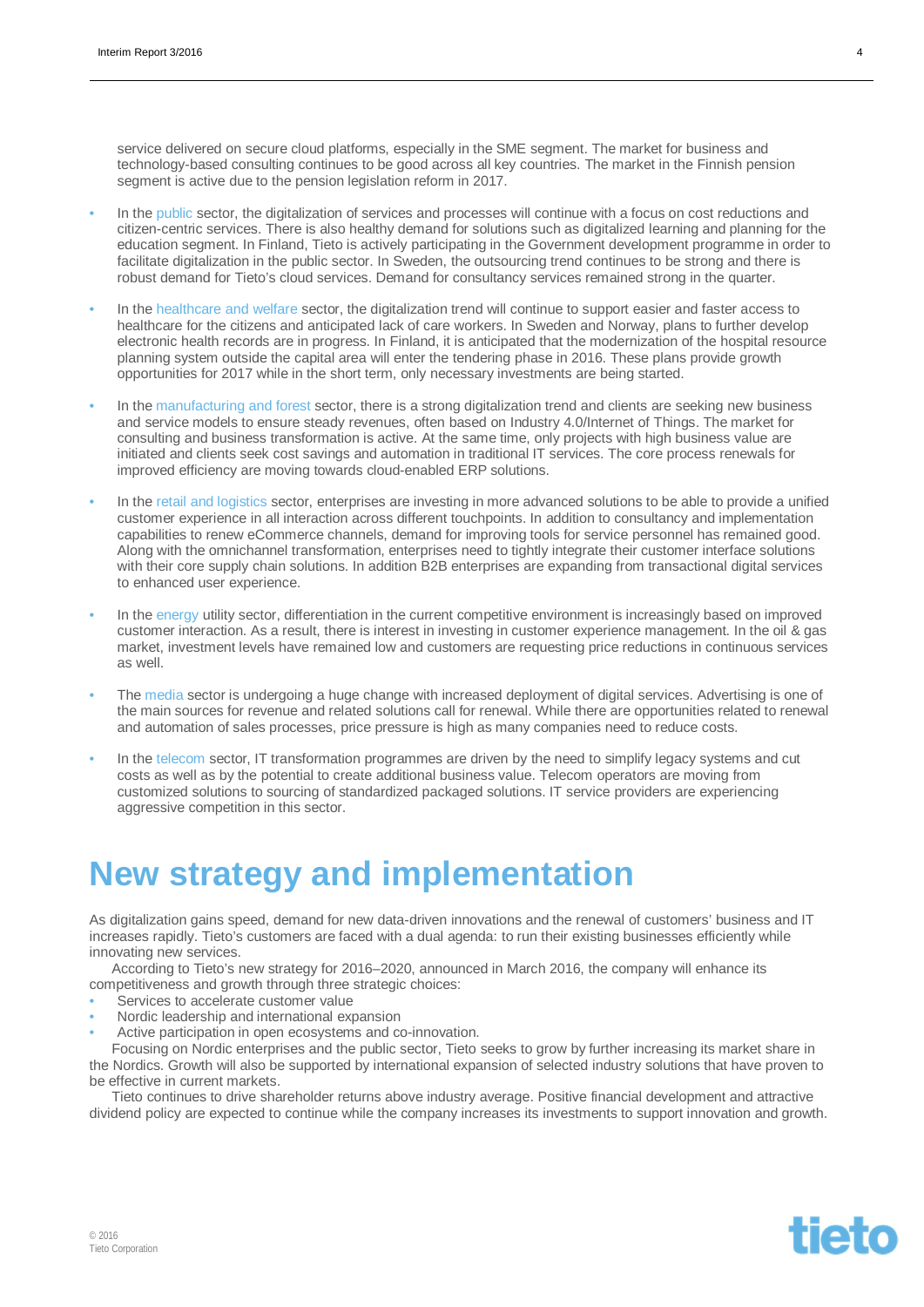service delivered on secure cloud platforms, especially in the SME segment. The market for business and technology-based consulting continues to be good across all key countries. The market in the Finnish pension segment is active due to the pension legislation reform in 2017.

- In the public sector, the digitalization of services and processes will continue with a focus on cost reductions and citizen-centric services. There is also healthy demand for solutions such as digitalized learning and planning for the education segment. In Finland, Tieto is actively participating in the Government development programme in order to facilitate digitalization in the public sector. In Sweden, the outsourcing trend continues to be strong and there is robust demand for Tieto's cloud services. Demand for consultancy services remained strong in the quarter.

- In the healthcare and welfare sector, the digitalization trend will continue to support easier and faster access to healthcare for the citizens and anticipated lack of care workers. In Sweden and Norway, plans to further develop electronic health records are in progress. In Finland, it is anticipated that the modernization of the hospital resource planning system outside the capital area will enter the tendering phase in 2016. These plans provide growth opportunities for 2017 while in the short term, only necessary investments are being started.

- In the manufacturing and forest sector, there is a strong digitalization trend and clients are seeking new business and service models to ensure steady revenues, often based on Industry 4.0/Internet of Things. The market for consulting and business transformation is active. At the same time, only projects with high business value are initiated and clients seek cost savings and automation in traditional IT services. The core process renewals for improved efficiency are moving towards cloud-enabled ERP solutions.

- In the retail and logistics sector, enterprises are investing in more advanced solutions to be able to provide a unified customer experience in all interaction across different touchpoints. In addition to consultancy and implementation capabilities to renew eCommerce channels, demand for improving tools for service personnel has remained good. Along with the omnichannel transformation, enterprises need to tightly integrate their customer interface solutions with their core supply chain solutions. In addition B2B enterprises are expanding from transactional digital services to enhanced user experience.

- In the energy utility sector, differentiation in the current competitive environment is increasingly based on improved customer interaction. As a result, there is interest in investing in customer experience management. In the oil & gas market, investment levels have remained low and customers are requesting price reductions in continuous services as well.

- The media sector is undergoing a huge change with increased deployment of digital services. Advertising is one of the main sources for revenue and related solutions call for renewal. While there are opportunities related to renewal and automation of sales processes, price pressure is high as many companies need to reduce costs.

- In the telecom sector, IT transformation programmes are driven by the need to simplify legacy systems and cut costs as well as by the potential to create additional business value. Telecom operators are moving from customized solutions to sourcing of standardized packaged solutions. IT service providers are experiencing aggressive competition in this sector.

# New strategy and implementation

As digitalization gains speed, demand for new data-driven innovations and the renewal of customers' business and IT increases rapidly. Tieto's customers are faced with a dual agenda: to run their existing businesses efficiently while innovating new services.

According to Tieto's new strategy for 2016–2020, announced in March 2016, the company will enhance its competitiveness and growth through three strategic choices:

- Services to accelerate customer value
- Nordic leadership and international expansion
- Active participation in open ecosystems and co-innovation.

Focusing on Nordic enterprises and the public sector, Tieto seeks to grow by further increasing its market share in the Nordics. Growth will also be supported by international expansion of selected industry solutions that have proven to be effective in current markets.

Tieto continues to drive shareholder returns above industry average. Positive financial development and attractive dividend policy are expected to continue while the company increases its investments to support innovation and growth.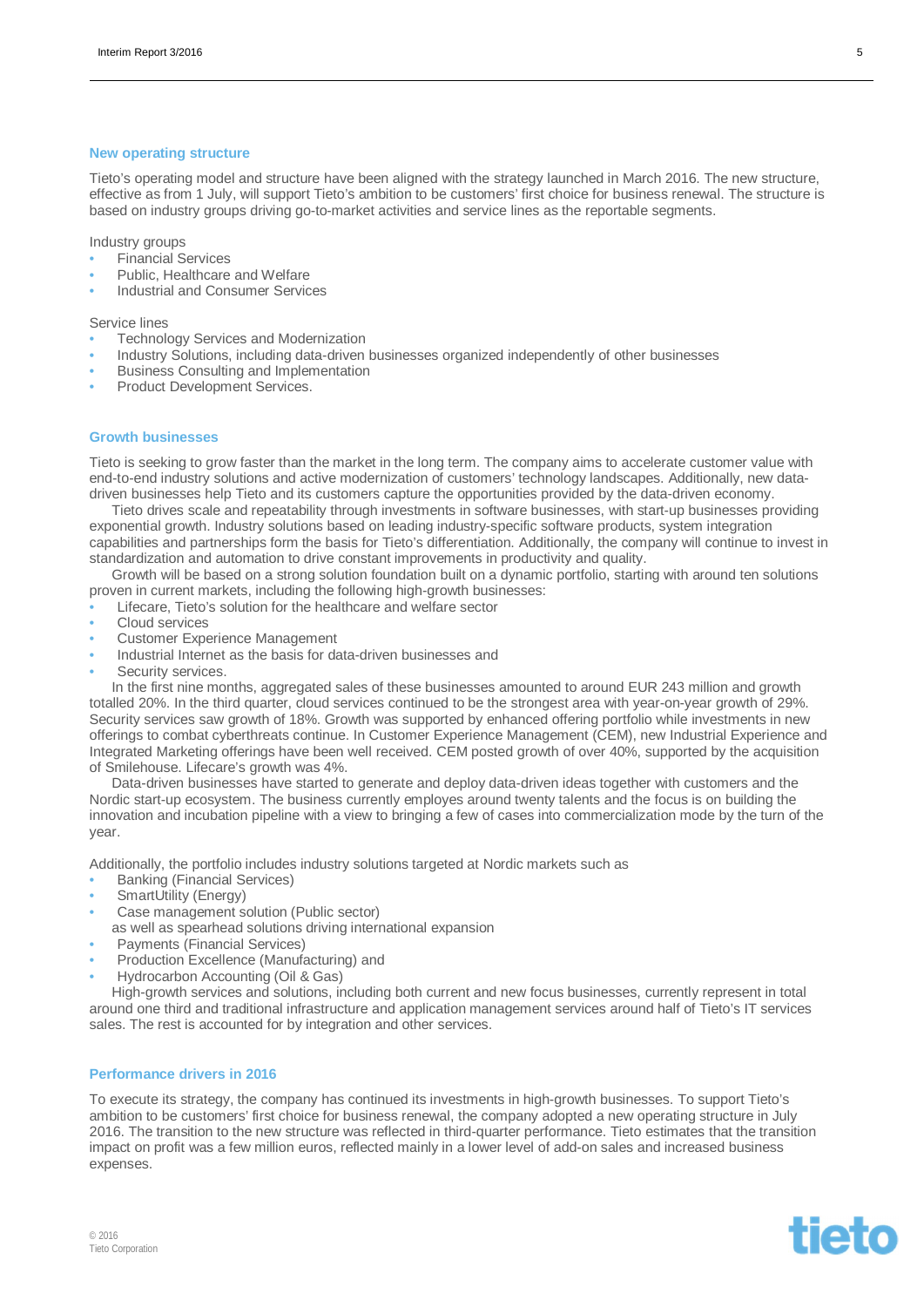## New operating structure

Tieto's operating model and structure have been aligned with the strategy launched in March 2016. The new structure, effective as from 1 July, will support Tieto's ambition to be customers' first choice for business renewal. The structure is based on industry groups driving go-to-market activities and service lines as the reportable segments.

Industry groups

- Financial Services
- Public, Healthcare and Welfare
- Industrial and Consumer Services

Service lines

- Technology Services and Modernization
- Industry Solutions, including data-driven businesses organized independently of other businesses
- Business Consulting and Implementation
- Product Development Services.

## Growth businesses

Tieto is seeking to grow faster than the market in the long term. The company aims to accelerate customer value with end-to-end industry solutions and active modernization of customers' technology landscapes. Additionally, new data-driven businesses help Tieto and its customers capture the opportunities provided by the data-driven economy.

Tieto drives scale and repeatability through investments in software businesses, with start-up businesses providing exponential growth. Industry solutions based on leading industry-specific software products, system integration capabilities and partnerships form the basis for Tieto's differentiation. Additionally, the company will continue to invest in standardization and automation to drive constant improvements in productivity and quality.

Growth will be based on a strong solution foundation built on a dynamic portfolio, starting with around ten solutions proven in current markets, including the following high-growth businesses:

- Lifecare, Tieto's solution for the healthcare and welfare sector
- Cloud services
- Customer Experience Management
- Industrial Internet as the basis for data-driven businesses and
- Security services.

In the first nine months, aggregated sales of these businesses amounted to around EUR 243 million and growth totalled 20%. In the third quarter, cloud services continued to be the strongest area with year-on-year growth of 29%. Security services saw growth of 18%. Growth was supported by enhanced offering portfolio while investments in new offerings to combat cyberthreats continue. In Customer Experience Management (CEM), new Industrial Experience and Integrated Marketing offerings have been well received. CEM posted growth of over 40%, supported by the acquisition of Smilehouse. Lifecare's growth was 4%.

Data-driven businesses have started to generate and deploy data-driven ideas together with customers and the Nordic start-up ecosystem. The business currently employes around twenty talents and the focus is on building the innovation and incubation pipeline with a view to bringing a few of cases into commercialization mode by the turn of the year.

Additionally, the portfolio includes industry solutions targeted at Nordic markets such as

- Banking (Financial Services)
- SmartUtility (Energy)
- Case management solution (Public sector)

as well as spearhead solutions driving international expansion

- Payments (Financial Services)
- Production Excellence (Manufacturing) and
- Hydrocarbon Accounting (Oil & Gas)

High-growth services and solutions, including both current and new focus businesses, currently represent in total around one third and traditional infrastructure and application management services around half of Tieto's IT services sales. The rest is accounted for by integration and other services.

## Performance drivers in 2016

To execute its strategy, the company has continued its investments in high-growth businesses. To support Tieto's ambition to be customers' first choice for business renewal, the company adopted a new operating structure in July 2016. The transition to the new structure was reflected in third-quarter performance. Tieto estimates that the transition impact on profit was a few million euros, reflected mainly in a lower level of add-on sales and increased business expenses.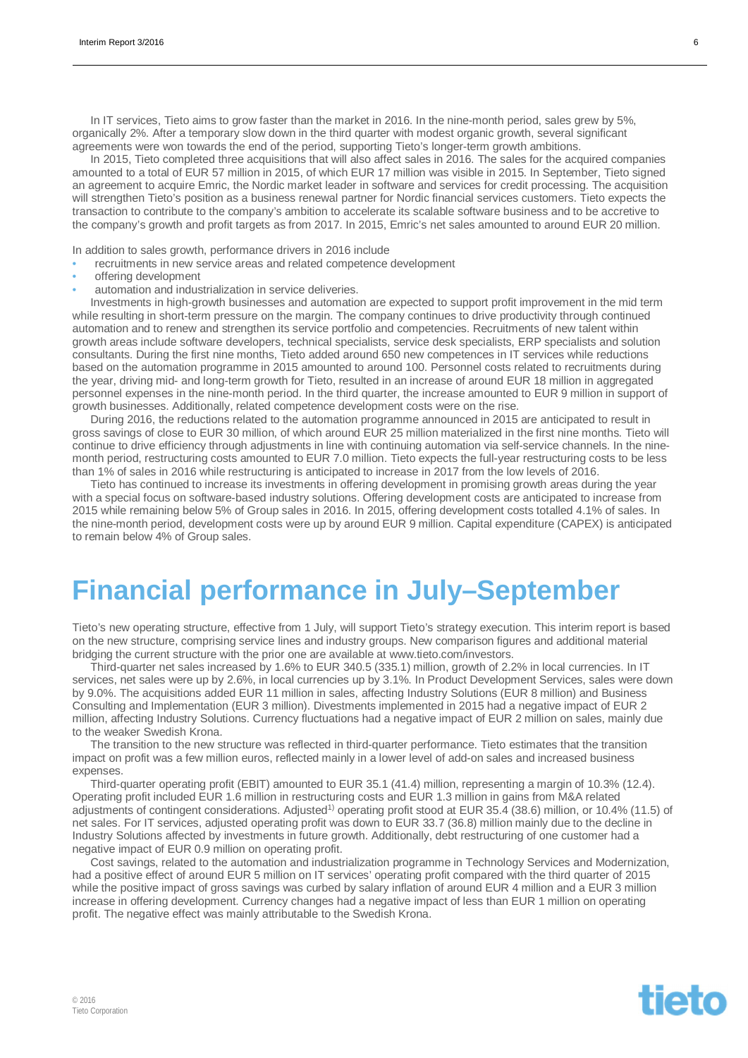In IT services, Tieto aims to grow faster than the market in 2016. In the nine-month period, sales grew by 5%, organically 2%. After a temporary slow down in the third quarter with modest organic growth, several significant agreements were won towards the end of the period, supporting Tieto's longer-term growth ambitions.

In 2015, Tieto completed three acquisitions that will also affect sales in 2016. The sales for the acquired companies amounted to a total of EUR 57 million in 2015, of which EUR 17 million was visible in 2015. In September, Tieto signed an agreement to acquire Emric, the Nordic market leader in software and services for credit processing. The acquisition will strengthen Tieto's position as a business renewal partner for Nordic financial services customers. Tieto expects the transaction to contribute to the company's ambition to accelerate its scalable software business and to be accretive to the company's growth and profit targets as from 2017. In 2015, Emric's net sales amounted to around EUR 20 million.

In addition to sales growth, performance drivers in 2016 include

- recruitments in new service areas and related competence development
- offering development
- automation and industrialization in service deliveries.

Investments in high-growth businesses and automation are expected to support profit improvement in the mid term while resulting in short-term pressure on the margin. The company continues to drive productivity through continued automation and to renew and strengthen its service portfolio and competencies. Recruitments of new talent within growth areas include software developers, technical specialists, service desk specialists, ERP specialists and solution consultants. During the first nine months, Tieto added around 650 new competences in IT services while reductions based on the automation programme in 2015 amounted to around 100. Personnel costs related to recruitments during the year, driving mid- and long-term growth for Tieto, resulted in an increase of around EUR 18 million in aggregated personnel expenses in the nine-month period. In the third quarter, the increase amounted to EUR 9 million in support of growth businesses. Additionally, related competence development costs were on the rise.

During 2016, the reductions related to the automation programme announced in 2015 are anticipated to result in gross savings of close to EUR 30 million, of which around EUR 25 million materialized in the first nine months. Tieto will continue to drive efficiency through adjustments in line with continuing automation via self-service channels. In the nine-month period, restructuring costs amounted to EUR 7.0 million. Tieto expects the full-year restructuring costs to be less than 1% of sales in 2016 while restructuring is anticipated to increase in 2017 from the low levels of 2016.

Tieto has continued to increase its investments in offering development in promising growth areas during the year with a special focus on software-based industry solutions. Offering development costs are anticipated to increase from 2015 while remaining below 5% of Group sales in 2016. In 2015, offering development costs totalled 4.1% of sales. In the nine-month period, development costs were up by around EUR 9 million. Capital expenditure (CAPEX) is anticipated to remain below 4% of Group sales.

# Financial performance in July–September

Tieto's new operating structure, effective from 1 July, will support Tieto's strategy execution. This interim report is based on the new structure, comprising service lines and industry groups. New comparison figures and additional material bridging the current structure with the prior one are available at www.tieto.com/investors.

Third-quarter net sales increased by 1.6% to EUR 340.5 (335.1) million, growth of 2.2% in local currencies. In IT services, net sales were up by 2.6%, in local currencies up by 3.1%. In Product Development Services, sales were down by 9.0%. The acquisitions added EUR 11 million in sales, affecting Industry Solutions (EUR 8 million) and Business Consulting and Implementation (EUR 3 million). Divestments implemented in 2015 had a negative impact of EUR 2 million, affecting Industry Solutions. Currency fluctuations had a negative impact of EUR 2 million on sales, mainly due to the weaker Swedish Krona.

The transition to the new structure was reflected in third-quarter performance. Tieto estimates that the transition impact on profit was a few million euros, reflected mainly in a lower level of add-on sales and increased business expenses.

Third-quarter operating profit (EBIT) amounted to EUR 35.1 (41.4) million, representing a margin of 10.3% (12.4). Operating profit included EUR 1.6 million in restructuring costs and EUR 1.3 million in gains from M&A related adjustments of contingent considerations. Adjusted[1)] operating profit stood at EUR 35.4 (38.6) million, or 10.4% (11.5) of net sales. For IT services, adjusted operating profit was down to EUR 33.7 (36.8) million mainly due to the decline in Industry Solutions affected by investments in future growth. Additionally, debt restructuring of one customer had a negative impact of EUR 0.9 million on operating profit.

Cost savings, related to the automation and industrialization programme in Technology Services and Modernization, had a positive effect of around EUR 5 million on IT services' operating profit compared with the third quarter of 2015 while the positive impact of gross savings was curbed by salary inflation of around EUR 4 million and a EUR 3 million increase in offering development. Currency changes had a negative impact of less than EUR 1 million on operating profit. The negative effect was mainly attributable to the Swedish Krona.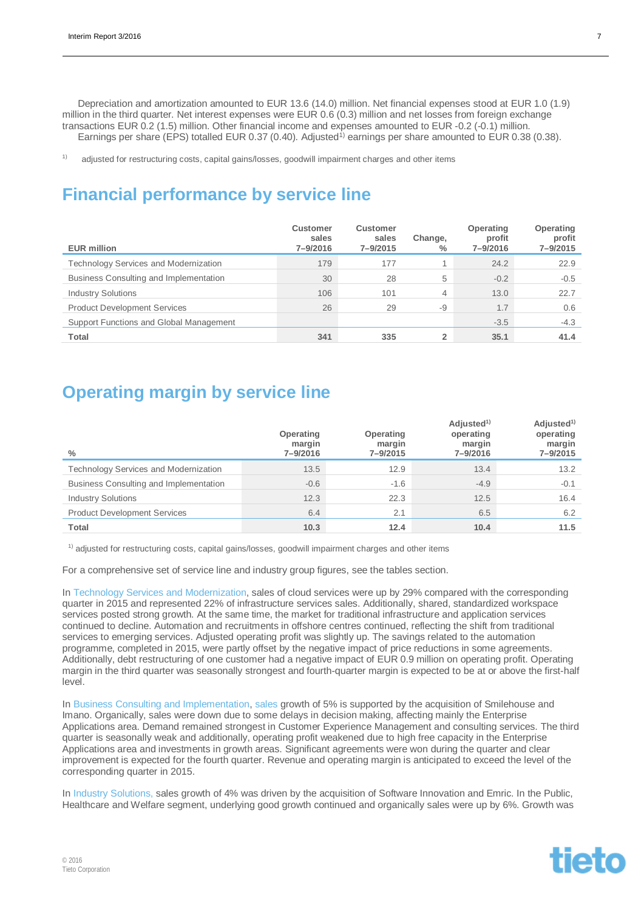Depreciation and amortization amounted to EUR 13.6 (14.0) million. Net financial expenses stood at EUR 1.0 (1.9) million in the third quarter. Net interest expenses were EUR 0.6 (0.3) million and net losses from foreign exchange transactions EUR 0.2 (1.5) million. Other financial income and expenses amounted to EUR -0.2 (-0.1) million.

Earnings per share (EPS) totalled EUR 0.37 (0.40). Adjusted[1] earnings per share amounted to EUR 0.38 (0.38).

[1] adjusted for restructuring costs, capital gains/losses, goodwill impairment charges and other items

## Financial performance by service line

| EUR million | Customer sales 7–9/2016 | Customer sales 7–9/2015 | Change, % | Operating profit 7–9/2016 | Operating profit 7–9/2015 |
|---|---|---|---|---|---|
| Technology Services and Modernization | 179 | 177 | 1 | 24.2 | 22.9 |
| Business Consulting and Implementation | 30 | 28 | 5 | -0.2 | -0.5 |
| Industry Solutions | 106 | 101 | 4 | 13.0 | 22.7 |
| Product Development Services | 26 | 29 | -9 | 1.7 | 0.6 |
| Support Functions and Global Management | | | | -3.5 | -4.3 |
| **Total** | **341** | **335** | **2** | **35.1** | **41.4** |

## Operating margin by service line

| % | Operating margin 7–9/2016 | Operating margin 7–9/2015 | Adjusted[1] operating margin 7–9/2016 | Adjusted[1] operating margin 7–9/2015 |
|---|---|---|---|---|
| Technology Services and Modernization | 13.5 | 12.9 | 13.4 | 13.2 |
| Business Consulting and Implementation | -0.6 | -1.6 | -4.9 | -0.1 |
| Industry Solutions | 12.3 | 22.3 | 12.5 | 16.4 |
| Product Development Services | 6.4 | 2.1 | 6.5 | 6.2 |
| **Total** | **10.3** | **12.4** | **10.4** | **11.5** |

[1] adjusted for restructuring costs, capital gains/losses, goodwill impairment charges and other items

For a comprehensive set of service line and industry group figures, see the tables section.

In Technology Services and Modernization, sales of cloud services were up by 29% compared with the corresponding quarter in 2015 and represented 22% of infrastructure services sales. Additionally, shared, standardized workspace services posted strong growth. At the same time, the market for traditional infrastructure and application services continued to decline. Automation and recruitments in offshore centres continued, reflecting the shift from traditional services to emerging services. Adjusted operating profit was slightly up. The savings related to the automation programme, completed in 2015, were partly offset by the negative impact of price reductions in some agreements. Additionally, debt restructuring of one customer had a negative impact of EUR 0.9 million on operating profit. Operating margin in the third quarter was seasonally strongest and fourth-quarter margin is expected to be at or above the first-half level.

In Business Consulting and Implementation, sales growth of 5% is supported by the acquisition of Smilehouse and Imano. Organically, sales were down due to some delays in decision making, affecting mainly the Enterprise Applications area. Demand remained strongest in Customer Experience Management and consulting services. The third quarter is seasonally weak and additionally, operating profit weakened due to high free capacity in the Enterprise Applications area and investments in growth areas. Significant agreements were won during the quarter and clear improvement is expected for the fourth quarter. Revenue and operating margin is anticipated to exceed the level of the corresponding quarter in 2015.

In Industry Solutions, sales growth of 4% was driven by the acquisition of Software Innovation and Emric. In the Public, Healthcare and Welfare segment, underlying good growth continued and organically sales were up by 6%. Growth was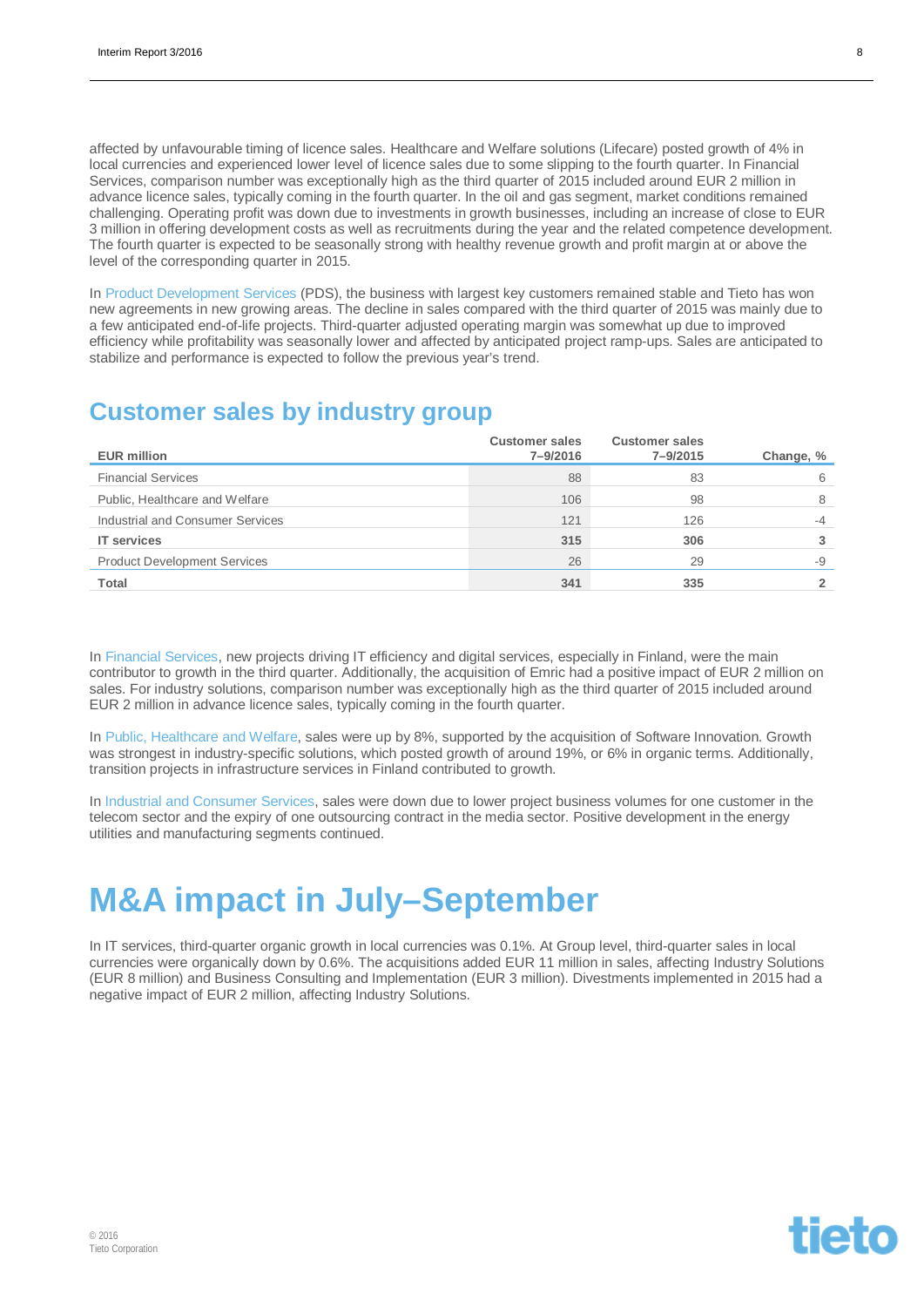affected by unfavourable timing of licence sales. Healthcare and Welfare solutions (Lifecare) posted growth of 4% in local currencies and experienced lower level of licence sales due to some slipping to the fourth quarter. In Financial Services, comparison number was exceptionally high as the third quarter of 2015 included around EUR 2 million in advance licence sales, typically coming in the fourth quarter. In the oil and gas segment, market conditions remained challenging. Operating profit was down due to investments in growth businesses, including an increase of close to EUR 3 million in offering development costs as well as recruitments during the year and the related competence development. The fourth quarter is expected to be seasonally strong with healthy revenue growth and profit margin at or above the level of the corresponding quarter in 2015.

In Product Development Services (PDS), the business with largest key customers remained stable and Tieto has won new agreements in new growing areas. The decline in sales compared with the third quarter of 2015 was mainly due to a few anticipated end-of-life projects. Third-quarter adjusted operating margin was somewhat up due to improved efficiency while profitability was seasonally lower and affected by anticipated project ramp-ups. Sales are anticipated to stabilize and performance is expected to follow the previous year's trend.

## Customer sales by industry group

| EUR million | Customer sales 7–9/2016 | Customer sales 7–9/2015 | Change, % |
|---|---|---|---|
| Financial Services | 88 | 83 | 6 |
| Public, Healthcare and Welfare | 106 | 98 | 8 |
| Industrial and Consumer Services | 121 | 126 | -4 |
| **IT services** | **315** | **306** | **3** |
| Product Development Services | 26 | 29 | -9 |
| **Total** | **341** | **335** | **2** |

In Financial Services, new projects driving IT efficiency and digital services, especially in Finland, were the main contributor to growth in the third quarter. Additionally, the acquisition of Emric had a positive impact of EUR 2 million on sales. For industry solutions, comparison number was exceptionally high as the third quarter of 2015 included around EUR 2 million in advance licence sales, typically coming in the fourth quarter.

In Public, Healthcare and Welfare, sales were up by 8%, supported by the acquisition of Software Innovation. Growth was strongest in industry-specific solutions, which posted growth of around 19%, or 6% in organic terms. Additionally, transition projects in infrastructure services in Finland contributed to growth.

In Industrial and Consumer Services, sales were down due to lower project business volumes for one customer in the telecom sector and the expiry of one outsourcing contract in the media sector. Positive development in the energy utilities and manufacturing segments continued.

# M&A impact in July–September

In IT services, third-quarter organic growth in local currencies was 0.1%. At Group level, third-quarter sales in local currencies were organically down by 0.6%. The acquisitions added EUR 11 million in sales, affecting Industry Solutions (EUR 8 million) and Business Consulting and Implementation (EUR 3 million). Divestments implemented in 2015 had a negative impact of EUR 2 million, affecting Industry Solutions.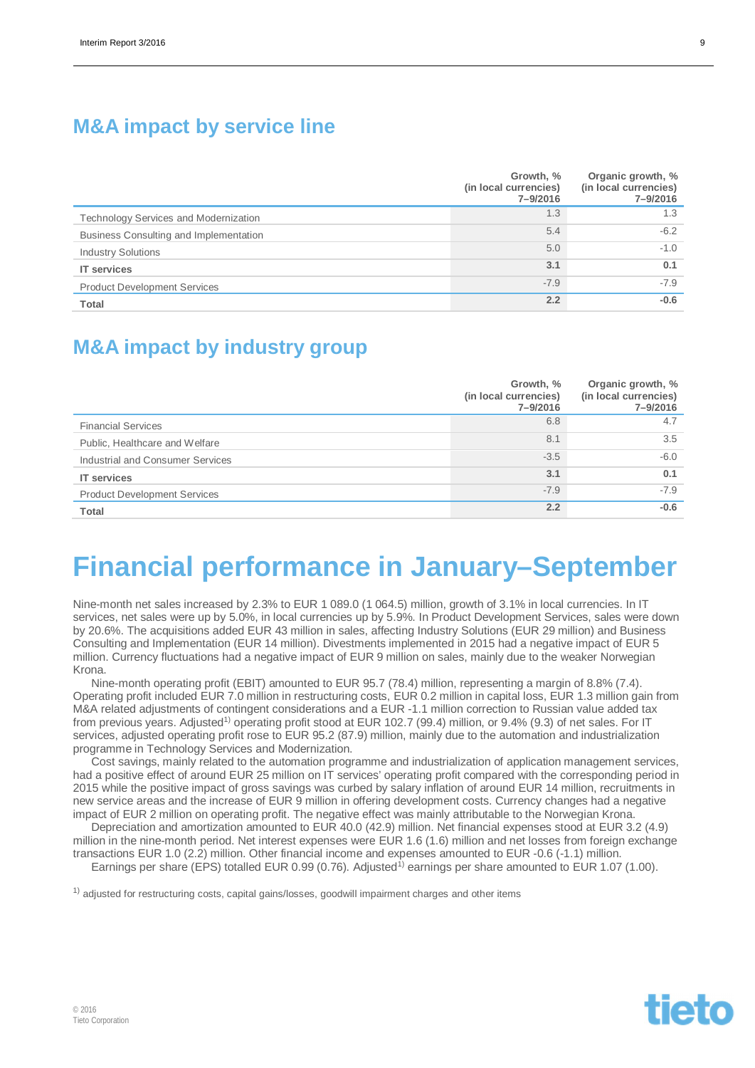## M&A impact by service line

| | Growth, % (in local currencies) 7–9/2016 | Organic growth, % (in local currencies) 7–9/2016 |
|---|---|---|
| Technology Services and Modernization | 1.3 | 1.3 |
| Business Consulting and Implementation | 5.4 | -6.2 |
| Industry Solutions | 5.0 | -1.0 |
| **IT services** | **3.1** | **0.1** |
| Product Development Services | -7.9 | -7.9 |
| **Total** | **2.2** | **-0.6** |

## M&A impact by industry group

| | Growth, % (in local currencies) 7–9/2016 | Organic growth, % (in local currencies) 7–9/2016 |
|---|---|---|
| Financial Services | 6.8 | 4.7 |
| Public, Healthcare and Welfare | 8.1 | 3.5 |
| Industrial and Consumer Services | -3.5 | -6.0 |
| **IT services** | **3.1** | **0.1** |
| Product Development Services | -7.9 | -7.9 |
| **Total** | **2.2** | **-0.6** |

# Financial performance in January–September

Nine-month net sales increased by 2.3% to EUR 1 089.0 (1 064.5) million, growth of 3.1% in local currencies. In IT services, net sales were up by 5.0%, in local currencies up by 5.9%. In Product Development Services, sales were down by 20.6%. The acquisitions added EUR 43 million in sales, affecting Industry Solutions (EUR 29 million) and Business Consulting and Implementation (EUR 14 million). Divestments implemented in 2015 had a negative impact of EUR 5 million. Currency fluctuations had a negative impact of EUR 9 million on sales, mainly due to the weaker Norwegian Krona.

Nine-month operating profit (EBIT) amounted to EUR 95.7 (78.4) million, representing a margin of 8.8% (7.4). Operating profit included EUR 7.0 million in restructuring costs, EUR 0.2 million in capital loss, EUR 1.3 million gain from M&A related adjustments of contingent considerations and a EUR -1.1 million correction to Russian value added tax from previous years. Adjusted[1] operating profit stood at EUR 102.7 (99.4) million, or 9.4% (9.3) of net sales. For IT services, adjusted operating profit rose to EUR 95.2 (87.9) million, mainly due to the automation and industrialization programme in Technology Services and Modernization.

Cost savings, mainly related to the automation programme and industrialization of application management services, had a positive effect of around EUR 25 million on IT services' operating profit compared with the corresponding period in 2015 while the positive impact of gross savings was curbed by salary inflation of around EUR 14 million, recruitments in new service areas and the increase of EUR 9 million in offering development costs. Currency changes had a negative impact of EUR 2 million on operating profit. The negative effect was mainly attributable to the Norwegian Krona.

Depreciation and amortization amounted to EUR 40.0 (42.9) million. Net financial expenses stood at EUR 3.2 (4.9) million in the nine-month period. Net interest expenses were EUR 1.6 (1.6) million and net losses from foreign exchange transactions EUR 1.0 (2.2) million. Other financial income and expenses amounted to EUR -0.6 (-1.1) million.

Earnings per share (EPS) totalled EUR 0.99 (0.76). Adjusted[1] earnings per share amounted to EUR 1.07 (1.00).

[1] adjusted for restructuring costs, capital gains/losses, goodwill impairment charges and other items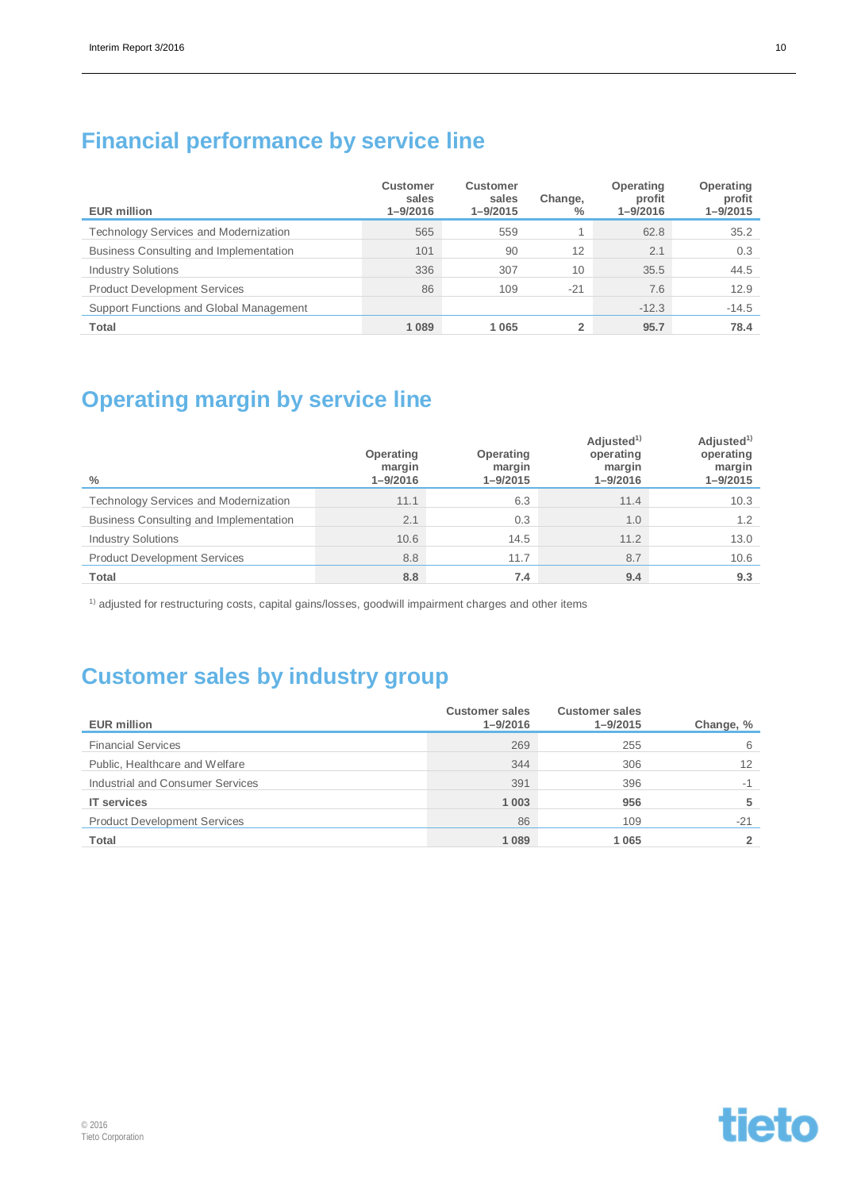## Financial performance by service line

| EUR million | Customer sales 1–9/2016 | Customer sales 1–9/2015 | Change, % | Operating profit 1–9/2016 | Operating profit 1–9/2015 |
|---|---|---|---|---|---|
| Technology Services and Modernization | 565 | 559 | 1 | 62.8 | 35.2 |
| Business Consulting and Implementation | 101 | 90 | 12 | 2.1 | 0.3 |
| Industry Solutions | 336 | 307 | 10 | 35.5 | 44.5 |
| Product Development Services | 86 | 109 | -21 | 7.6 | 12.9 |
| Support Functions and Global Management | | | | -12.3 | -14.5 |
| **Total** | **1 089** | **1 065** | **2** | **95.7** | **78.4** |

## Operating margin by service line

| % | Operating margin 1–9/2016 | Operating margin 1–9/2015 | Adjusted[1] operating margin 1–9/2016 | Adjusted[1] operating margin 1–9/2015 |
|---|---|---|---|---|
| Technology Services and Modernization | 11.1 | 6.3 | 11.4 | 10.3 |
| Business Consulting and Implementation | 2.1 | 0.3 | 1.0 | 1.2 |
| Industry Solutions | 10.6 | 14.5 | 11.2 | 13.0 |
| Product Development Services | 8.8 | 11.7 | 8.7 | 10.6 |
| **Total** | **8.8** | **7.4** | **9.4** | **9.3** |

[1] adjusted for restructuring costs, capital gains/losses, goodwill impairment charges and other items

## Customer sales by industry group

| EUR million | Customer sales 1–9/2016 | Customer sales 1–9/2015 | Change, % |
|---|---|---|---|
| Financial Services | 269 | 255 | 6 |
| Public, Healthcare and Welfare | 344 | 306 | 12 |
| Industrial and Consumer Services | 391 | 396 | -1 |
| **IT services** | **1 003** | **956** | **5** |
| Product Development Services | 86 | 109 | -21 |
| **Total** | **1 089** | **1 065** | **2** |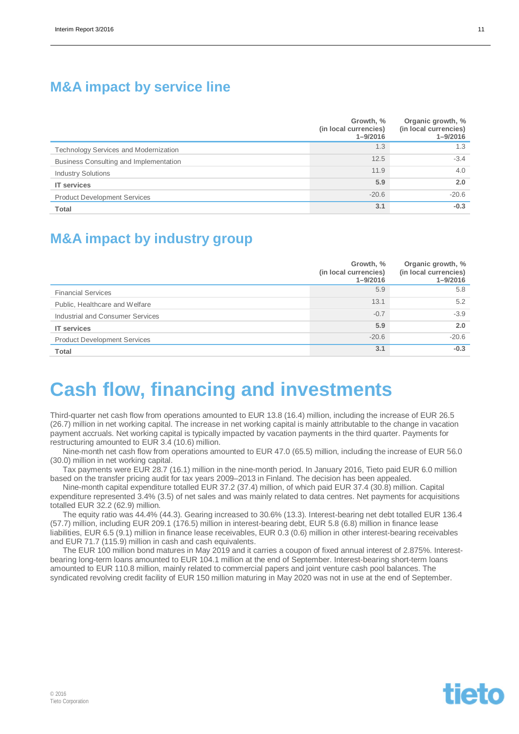## M&A impact by service line

| | Growth, % (in local currencies) 1–9/2016 | Organic growth, % (in local currencies) 1–9/2016 |
|---|---|---|
| Technology Services and Modernization | 1.3 | 1.3 |
| Business Consulting and Implementation | 12.5 | -3.4 |
| Industry Solutions | 11.9 | 4.0 |
| **IT services** | **5.9** | **2.0** |
| Product Development Services | -20.6 | -20.6 |
| **Total** | **3.1** | **-0.3** |

## M&A impact by industry group

| | Growth, % (in local currencies) 1–9/2016 | Organic growth, % (in local currencies) 1–9/2016 |
|---|---|---|
| Financial Services | 5.9 | 5.8 |
| Public, Healthcare and Welfare | 13.1 | 5.2 |
| Industrial and Consumer Services | -0.7 | -3.9 |
| **IT services** | **5.9** | **2.0** |
| Product Development Services | -20.6 | -20.6 |
| **Total** | **3.1** | **-0.3** |

# Cash flow, financing and investments

Third-quarter net cash flow from operations amounted to EUR 13.8 (16.4) million, including the increase of EUR 26.5 (26.7) million in net working capital. The increase in net working capital is mainly attributable to the change in vacation payment accruals. Net working capital is typically impacted by vacation payments in the third quarter. Payments for restructuring amounted to EUR 3.4 (10.6) million.

Nine-month net cash flow from operations amounted to EUR 47.0 (65.5) million, including the increase of EUR 56.0 (30.0) million in net working capital.

Tax payments were EUR 28.7 (16.1) million in the nine-month period. In January 2016, Tieto paid EUR 6.0 million based on the transfer pricing audit for tax years 2009–2013 in Finland. The decision has been appealed.

Nine-month capital expenditure totalled EUR 37.2 (37.4) million, of which paid EUR 37.4 (30.8) million. Capital expenditure represented 3.4% (3.5) of net sales and was mainly related to data centres. Net payments for acquisitions totalled EUR 32.2 (62.9) million.

The equity ratio was 44.4% (44.3). Gearing increased to 30.6% (13.3). Interest-bearing net debt totalled EUR 136.4 (57.7) million, including EUR 209.1 (176.5) million in interest-bearing debt, EUR 5.8 (6.8) million in finance lease liabilities, EUR 6.5 (9.1) million in finance lease receivables, EUR 0.3 (0.6) million in other interest-bearing receivables and EUR 71.7 (115.9) million in cash and cash equivalents.

The EUR 100 million bond matures in May 2019 and it carries a coupon of fixed annual interest of 2.875%. Interest-bearing long-term loans amounted to EUR 104.1 million at the end of September. Interest-bearing short-term loans amounted to EUR 110.8 million, mainly related to commercial papers and joint venture cash pool balances. The syndicated revolving credit facility of EUR 150 million maturing in May 2020 was not in use at the end of September.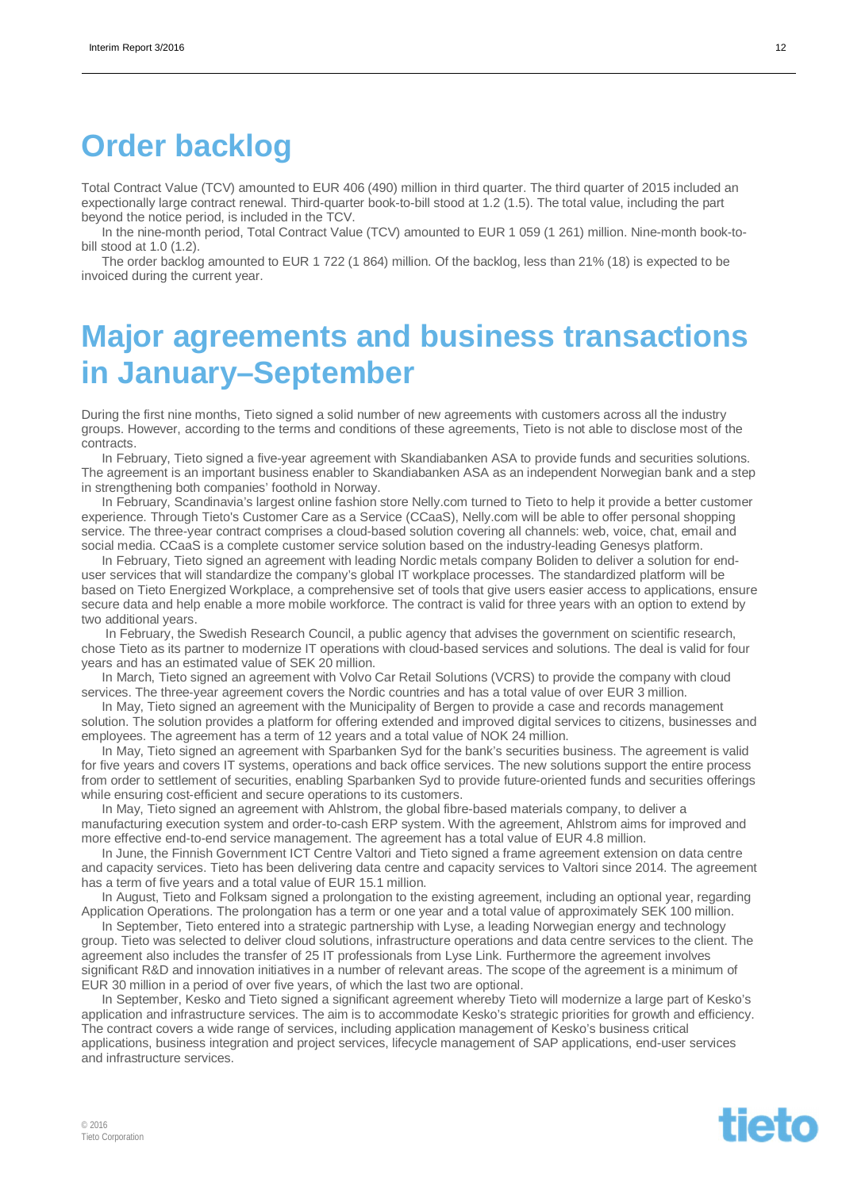# Order backlog

Total Contract Value (TCV) amounted to EUR 406 (490) million in third quarter. The third quarter of 2015 included an expectionally large contract renewal. Third-quarter book-to-bill stood at 1.2 (1.5). The total value, including the part beyond the notice period, is included in the TCV.

In the nine-month period, Total Contract Value (TCV) amounted to EUR 1 059 (1 261) million. Nine-month book-to-bill stood at 1.0 (1.2).

The order backlog amounted to EUR 1 722 (1 864) million. Of the backlog, less than 21% (18) is expected to be invoiced during the current year.

# Major agreements and business transactions in January–September

During the first nine months, Tieto signed a solid number of new agreements with customers across all the industry groups. However, according to the terms and conditions of these agreements, Tieto is not able to disclose most of the contracts.

In February, Tieto signed a five-year agreement with Skandiabanken ASA to provide funds and securities solutions. The agreement is an important business enabler to Skandiabanken ASA as an independent Norwegian bank and a step in strengthening both companies' foothold in Norway.

In February, Scandinavia's largest online fashion store Nelly.com turned to Tieto to help it provide a better customer experience. Through Tieto's Customer Care as a Service (CCaaS), Nelly.com will be able to offer personal shopping service. The three-year contract comprises a cloud-based solution covering all channels: web, voice, chat, email and social media. CCaaS is a complete customer service solution based on the industry-leading Genesys platform.

In February, Tieto signed an agreement with leading Nordic metals company Boliden to deliver a solution for end-user services that will standardize the company's global IT workplace processes. The standardized platform will be based on Tieto Energized Workplace, a comprehensive set of tools that give users easier access to applications, ensure secure data and help enable a more mobile workforce. The contract is valid for three years with an option to extend by two additional years.

In February, the Swedish Research Council, a public agency that advises the government on scientific research, chose Tieto as its partner to modernize IT operations with cloud-based services and solutions. The deal is valid for four years and has an estimated value of SEK 20 million.

In March, Tieto signed an agreement with Volvo Car Retail Solutions (VCRS) to provide the company with cloud services. The three-year agreement covers the Nordic countries and has a total value of over EUR 3 million.

In May, Tieto signed an agreement with the Municipality of Bergen to provide a case and records management solution. The solution provides a platform for offering extended and improved digital services to citizens, businesses and employees. The agreement has a term of 12 years and a total value of NOK 24 million.

In May, Tieto signed an agreement with Sparbanken Syd for the bank's securities business. The agreement is valid for five years and covers IT systems, operations and back office services. The new solutions support the entire process from order to settlement of securities, enabling Sparbanken Syd to provide future-oriented funds and securities offerings while ensuring cost-efficient and secure operations to its customers.

In May, Tieto signed an agreement with Ahlstrom, the global fibre-based materials company, to deliver a manufacturing execution system and order-to-cash ERP system. With the agreement, Ahlstrom aims for improved and more effective end-to-end service management. The agreement has a total value of EUR 4.8 million.

In June, the Finnish Government ICT Centre Valtori and Tieto signed a frame agreement extension on data centre and capacity services. Tieto has been delivering data centre and capacity services to Valtori since 2014. The agreement has a term of five years and a total value of EUR 15.1 million.

In August, Tieto and Folksam signed a prolongation to the existing agreement, including an optional year, regarding Application Operations. The prolongation has a term or one year and a total value of approximately SEK 100 million.

In September, Tieto entered into a strategic partnership with Lyse, a leading Norwegian energy and technology group. Tieto was selected to deliver cloud solutions, infrastructure operations and data centre services to the client. The agreement also includes the transfer of 25 IT professionals from Lyse Link. Furthermore the agreement involves significant R&D and innovation initiatives in a number of relevant areas. The scope of the agreement is a minimum of EUR 30 million in a period of over five years, of which the last two are optional.

In September, Kesko and Tieto signed a significant agreement whereby Tieto will modernize a large part of Kesko's application and infrastructure services. The aim is to accommodate Kesko's strategic priorities for growth and efficiency. The contract covers a wide range of services, including application management of Kesko's business critical applications, business integration and project services, lifecycle management of SAP applications, end-user services and infrastructure services.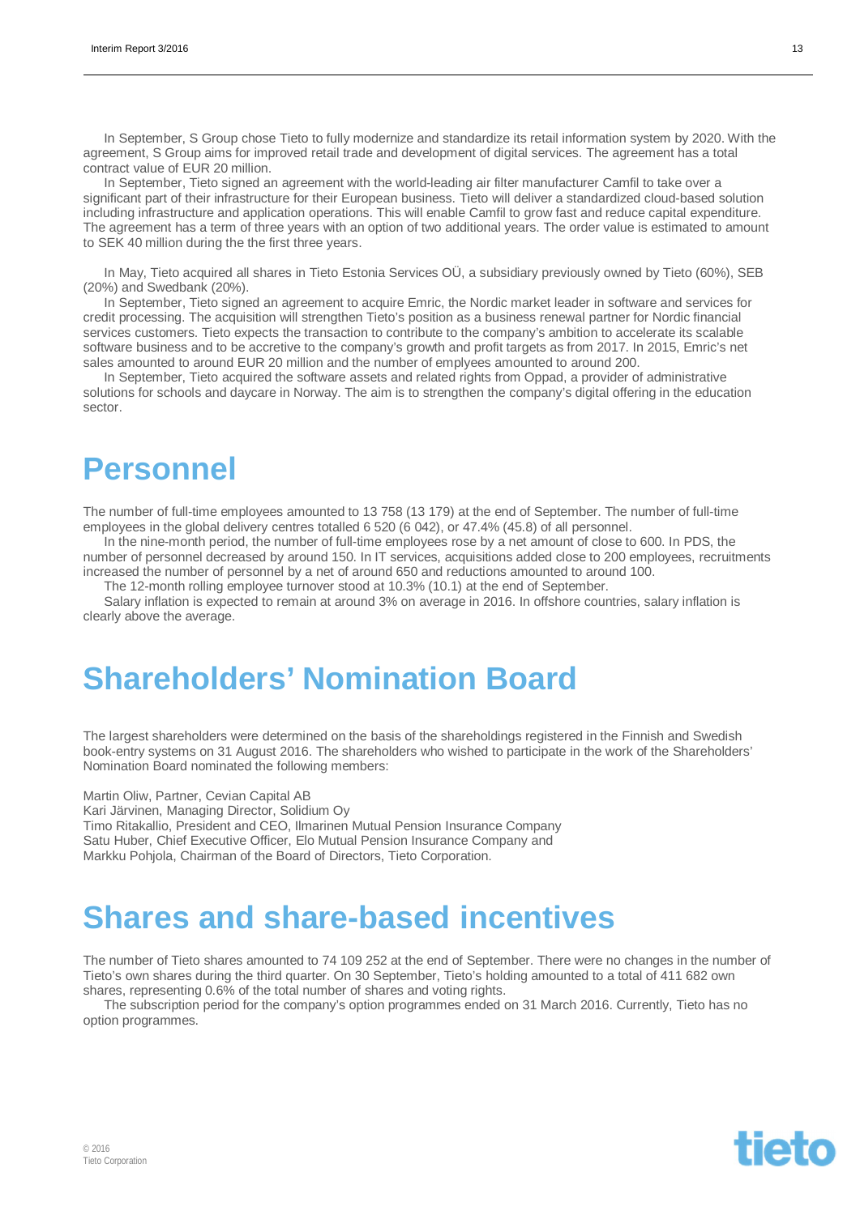In September, S Group chose Tieto to fully modernize and standardize its retail information system by 2020. With the agreement, S Group aims for improved retail trade and development of digital services. The agreement has a total contract value of EUR 20 million.

In September, Tieto signed an agreement with the world-leading air filter manufacturer Camfil to take over a significant part of their infrastructure for their European business. Tieto will deliver a standardized cloud-based solution including infrastructure and application operations. This will enable Camfil to grow fast and reduce capital expenditure. The agreement has a term of three years with an option of two additional years. The order value is estimated to amount to SEK 40 million during the the first three years.

In May, Tieto acquired all shares in Tieto Estonia Services OÜ, a subsidiary previously owned by Tieto (60%), SEB (20%) and Swedbank (20%).

In September, Tieto signed an agreement to acquire Emric, the Nordic market leader in software and services for credit processing. The acquisition will strengthen Tieto's position as a business renewal partner for Nordic financial services customers. Tieto expects the transaction to contribute to the company's ambition to accelerate its scalable software business and to be accretive to the company's growth and profit targets as from 2017. In 2015, Emric's net sales amounted to around EUR 20 million and the number of emplyees amounted to around 200.

In September, Tieto acquired the software assets and related rights from Oppad, a provider of administrative solutions for schools and daycare in Norway. The aim is to strengthen the company's digital offering in the education sector.

# Personnel

The number of full-time employees amounted to 13 758 (13 179) at the end of September. The number of full-time employees in the global delivery centres totalled 6 520 (6 042), or 47.4% (45.8) of all personnel.

In the nine-month period, the number of full-time employees rose by a net amount of close to 600. In PDS, the number of personnel decreased by around 150. In IT services, acquisitions added close to 200 employees, recruitments increased the number of personnel by a net of around 650 and reductions amounted to around 100.

The 12-month rolling employee turnover stood at 10.3% (10.1) at the end of September.

Salary inflation is expected to remain at around 3% on average in 2016. In offshore countries, salary inflation is clearly above the average.

# Shareholders' Nomination Board

The largest shareholders were determined on the basis of the shareholdings registered in the Finnish and Swedish book-entry systems on 31 August 2016. The shareholders who wished to participate in the work of the Shareholders' Nomination Board nominated the following members:

Martin Oliw, Partner, Cevian Capital AB
Kari Järvinen, Managing Director, Solidium Oy
Timo Ritakallio, President and CEO, Ilmarinen Mutual Pension Insurance Company
Satu Huber, Chief Executive Officer, Elo Mutual Pension Insurance Company and
Markku Pohjola, Chairman of the Board of Directors, Tieto Corporation.

# Shares and share-based incentives

The number of Tieto shares amounted to 74 109 252 at the end of September. There were no changes in the number of Tieto's own shares during the third quarter. On 30 September, Tieto's holding amounted to a total of 411 682 own shares, representing 0.6% of the total number of shares and voting rights.

The subscription period for the company's option programmes ended on 31 March 2016. Currently, Tieto has no option programmes.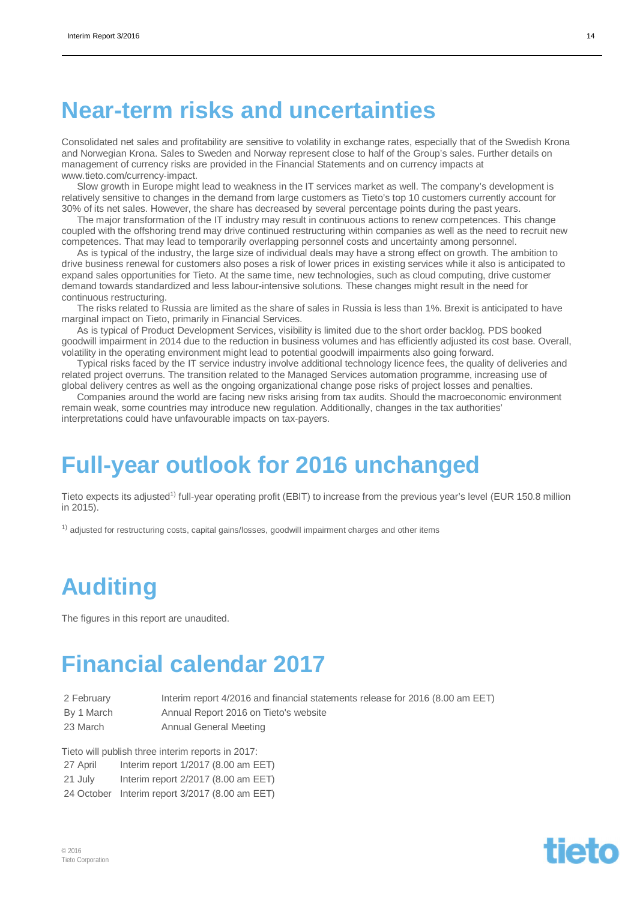# Near-term risks and uncertainties

Consolidated net sales and profitability are sensitive to volatility in exchange rates, especially that of the Swedish Krona and Norwegian Krona. Sales to Sweden and Norway represent close to half of the Group's sales. Further details on management of currency risks are provided in the Financial Statements and on currency impacts at www.tieto.com/currency-impact.

Slow growth in Europe might lead to weakness in the IT services market as well. The company's development is relatively sensitive to changes in the demand from large customers as Tieto's top 10 customers currently account for 30% of its net sales. However, the share has decreased by several percentage points during the past years.

The major transformation of the IT industry may result in continuous actions to renew competences. This change coupled with the offshoring trend may drive continued restructuring within companies as well as the need to recruit new competences. That may lead to temporarily overlapping personnel costs and uncertainty among personnel.

As is typical of the industry, the large size of individual deals may have a strong effect on growth. The ambition to drive business renewal for customers also poses a risk of lower prices in existing services while it also is anticipated to expand sales opportunities for Tieto. At the same time, new technologies, such as cloud computing, drive customer demand towards standardized and less labour-intensive solutions. These changes might result in the need for continuous restructuring.

The risks related to Russia are limited as the share of sales in Russia is less than 1%. Brexit is anticipated to have marginal impact on Tieto, primarily in Financial Services.

As is typical of Product Development Services, visibility is limited due to the short order backlog. PDS booked goodwill impairment in 2014 due to the reduction in business volumes and has efficiently adjusted its cost base. Overall, volatility in the operating environment might lead to potential goodwill impairments also going forward.

Typical risks faced by the IT service industry involve additional technology licence fees, the quality of deliveries and related project overruns. The transition related to the Managed Services automation programme, increasing use of global delivery centres as well as the ongoing organizational change pose risks of project losses and penalties.

Companies around the world are facing new risks arising from tax audits. Should the macroeconomic environment remain weak, some countries may introduce new regulation. Additionally, changes in the tax authorities' interpretations could have unfavourable impacts on tax-payers.

# Full-year outlook for 2016 unchanged

Tieto expects its adjusted[1)] full-year operating profit (EBIT) to increase from the previous year's level (EUR 150.8 million in 2015).

[1)] adjusted for restructuring costs, capital gains/losses, goodwill impairment charges and other items

# Auditing

The figures in this report are unaudited.

# Financial calendar 2017

| | |
|---|---|
| 2 February | Interim report 4/2016 and financial statements release for 2016 (8.00 am EET) |
| By 1 March | Annual Report 2016 on Tieto's website |
| 23 March | Annual General Meeting |

Tieto will publish three interim reports in 2017:

| | |
|---|---|
| 27 April | Interim report 1/2017 (8.00 am EET) |
| 21 July | Interim report 2/2017 (8.00 am EET) |
| 24 October | Interim report 3/2017 (8.00 am EET) |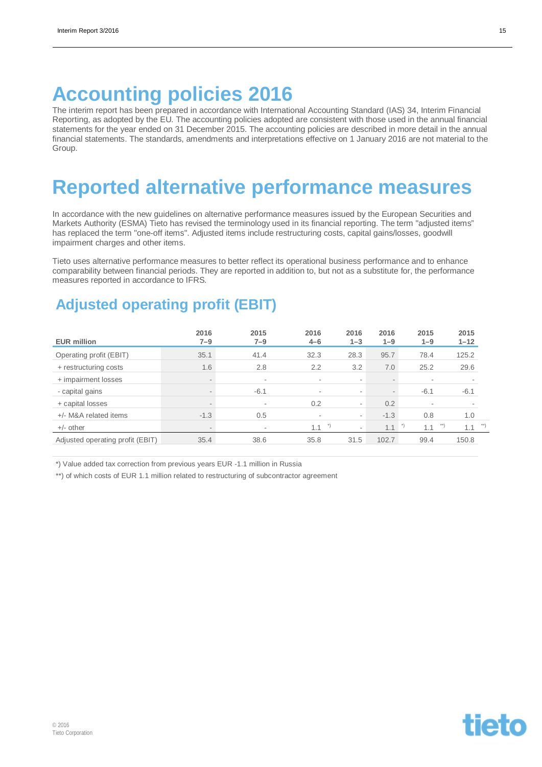# Accounting policies 2016

The interim report has been prepared in accordance with International Accounting Standard (IAS) 34, Interim Financial Reporting, as adopted by the EU. The accounting policies adopted are consistent with those used in the annual financial statements for the year ended on 31 December 2015. The accounting policies are described in more detail in the annual financial statements. The standards, amendments and interpretations effective on 1 January 2016 are not material to the Group.

# Reported alternative performance measures

In accordance with the new guidelines on alternative performance measures issued by the European Securities and Markets Authority (ESMA) Tieto has revised the terminology used in its financial reporting. The term "adjusted items" has replaced the term "one-off items". Adjusted items include restructuring costs, capital gains/losses, goodwill impairment charges and other items.

Tieto uses alternative performance measures to better reflect its operational business performance and to enhance comparability between financial periods. They are reported in addition to, but not as a substitute for, the performance measures reported in accordance to IFRS.

## Adjusted operating profit (EBIT)

| EUR million | 2016 7–9 | 2015 7–9 | 2016 4–6 | 2016 1–3 | 2016 1–9 | 2015 1–9 | 2015 1–12 |
|---|---|---|---|---|---|---|---|
| Operating profit (EBIT) | 35.1 | 41.4 | 32.3 | 28.3 | 95.7 | 78.4 | 125.2 |
| + restructuring costs | 1.6 | 2.8 | 2.2 | 3.2 | 7.0 | 25.2 | 29.6 |
| + impairment losses | - | - | - | - | - | - | - |
| - capital gains | - | -6.1 | - | - | - | -6.1 | -6.1 |
| + capital losses | - | - | 0.2 | - | 0.2 | - | - |
| +/- M&A related items | -1.3 | 0.5 | - | - | -1.3 | 0.8 | 1.0 |
| +/- other | - | - | 1.1 *) | - | 1.1 *) | 1.1 **) | 1.1 **) |
| Adjusted operating profit (EBIT) | 35.4 | 38.6 | 35.8 | 31.5 | 102.7 | 99.4 | 150.8 |

*) Value added tax correction from previous years EUR -1.1 million in Russia

**) of which costs of EUR 1.1 million related to restructuring of subcontractor agreement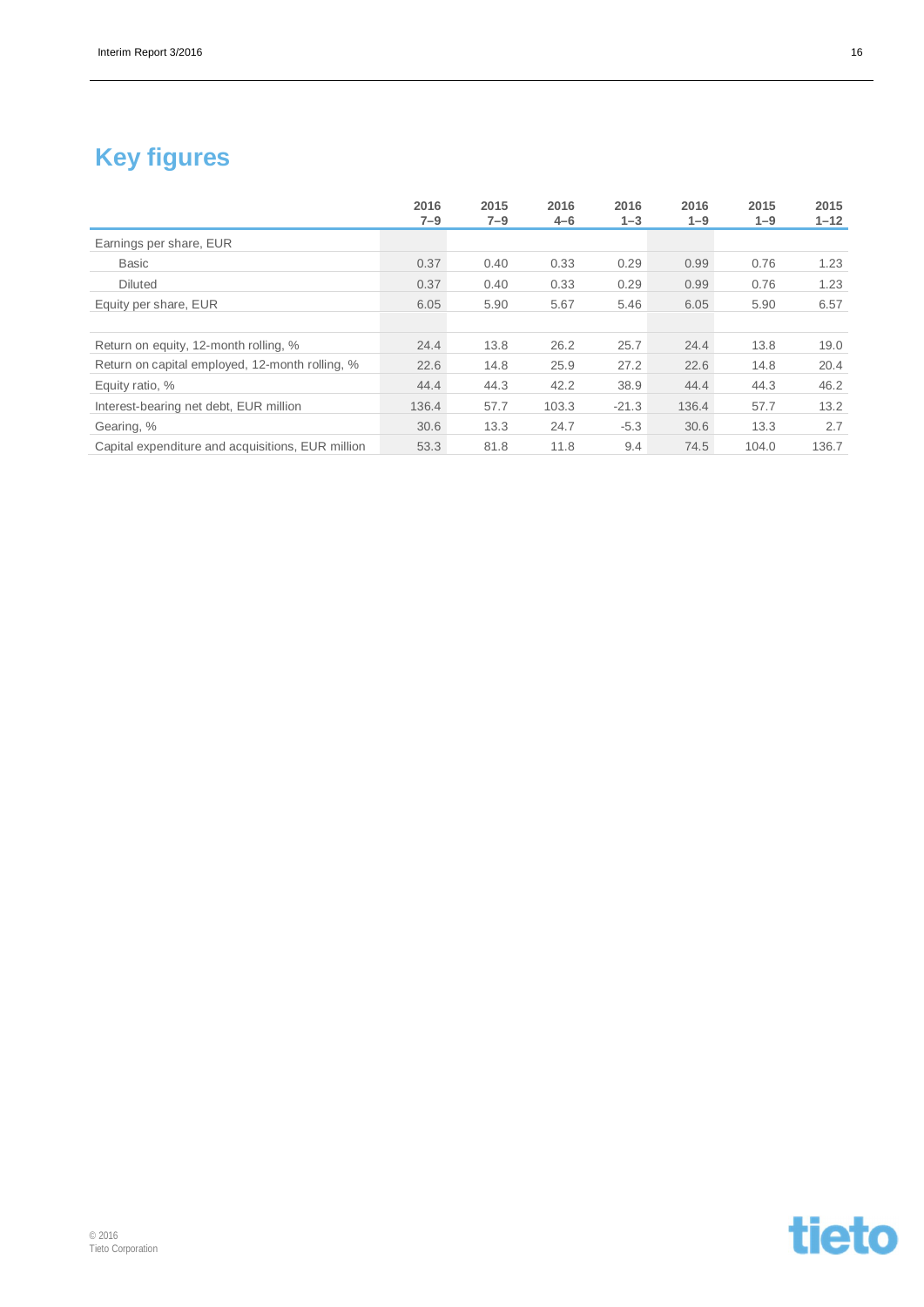# Key figures

| | 2016 7–9 | 2015 7–9 | 2016 4–6 | 2016 1–3 | 2016 1–9 | 2015 1–9 | 2015 1–12 |
|---|---|---|---|---|---|---|---|
| Earnings per share, EUR | | | | | | | |
| Basic | 0.37 | 0.40 | 0.33 | 0.29 | 0.99 | 0.76 | 1.23 |
| Diluted | 0.37 | 0.40 | 0.33 | 0.29 | 0.99 | 0.76 | 1.23 |
| Equity per share, EUR | 6.05 | 5.90 | 5.67 | 5.46 | 6.05 | 5.90 | 6.57 |
| | | | | | | | |
| Return on equity, 12-month rolling, % | 24.4 | 13.8 | 26.2 | 25.7 | 24.4 | 13.8 | 19.0 |
| Return on capital employed, 12-month rolling, % | 22.6 | 14.8 | 25.9 | 27.2 | 22.6 | 14.8 | 20.4 |
| Equity ratio, % | 44.4 | 44.3 | 42.2 | 38.9 | 44.4 | 44.3 | 46.2 |
| Interest-bearing net debt, EUR million | 136.4 | 57.7 | 103.3 | -21.3 | 136.4 | 57.7 | 13.2 |
| Gearing, % | 30.6 | 13.3 | 24.7 | -5.3 | 30.6 | 13.3 | 2.7 |
| Capital expenditure and acquisitions, EUR million | 53.3 | 81.8 | 11.8 | 9.4 | 74.5 | 104.0 | 136.7 |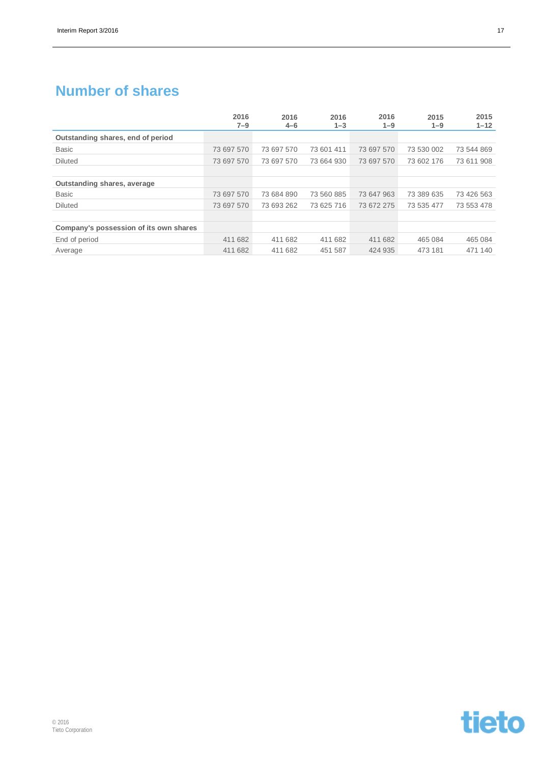# Number of shares

| | 2016 7–9 | 2016 4–6 | 2016 1–3 | 2016 1–9 | 2015 1–9 | 2015 1–12 |
|---|---|---|---|---|---|---|
| **Outstanding shares, end of period** | | | | | | |
| Basic | 73 697 570 | 73 697 570 | 73 601 411 | 73 697 570 | 73 530 002 | 73 544 869 |
| Diluted | 73 697 570 | 73 697 570 | 73 664 930 | 73 697 570 | 73 602 176 | 73 611 908 |
| | | | | | | |
| **Outstanding shares, average** | | | | | | |
| Basic | 73 697 570 | 73 684 890 | 73 560 885 | 73 647 963 | 73 389 635 | 73 426 563 |
| Diluted | 73 697 570 | 73 693 262 | 73 625 716 | 73 672 275 | 73 535 477 | 73 553 478 |
| | | | | | | |
| **Company's possession of its own shares** | | | | | | |
| End of period | 411 682 | 411 682 | 411 682 | 411 682 | 465 084 | 465 084 |
| Average | 411 682 | 411 682 | 451 587 | 424 935 | 473 181 | 471 140 |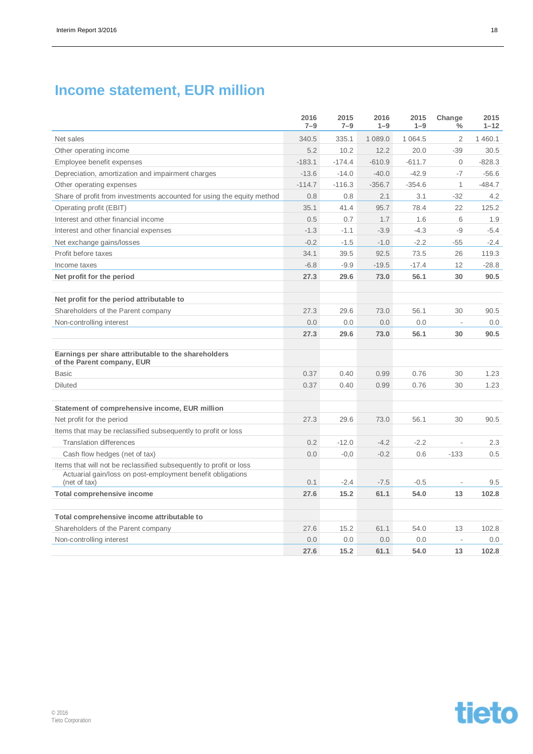# Income statement, EUR million

| | 2016 7–9 | 2015 7–9 | 2016 1–9 | 2015 1–9 | Change % | 2015 1–12 |
|---|---|---|---|---|---|---|
| Net sales | 340.5 | 335.1 | 1 089.0 | 1 064.5 | 2 | 1 460.1 |
| Other operating income | 5.2 | 10.2 | 12.2 | 20.0 | -39 | 30.5 |
| Employee benefit expenses | -183.1 | -174.4 | -610.9 | -611.7 | 0 | -828.3 |
| Depreciation, amortization and impairment charges | -13.6 | -14.0 | -40.0 | -42.9 | -7 | -56.6 |
| Other operating expenses | -114.7 | -116.3 | -356.7 | -354.6 | 1 | -484.7 |
| Share of profit from investments accounted for using the equity method | 0.8 | 0.8 | 2.1 | 3.1 | -32 | 4.2 |
| Operating profit (EBIT) | 35.1 | 41.4 | 95.7 | 78.4 | 22 | 125.2 |
| Interest and other financial income | 0.5 | 0.7 | 1.7 | 1.6 | 6 | 1.9 |
| Interest and other financial expenses | -1.3 | -1.1 | -3.9 | -4.3 | -9 | -5.4 |
| Net exchange gains/losses | -0.2 | -1.5 | -1.0 | -2.2 | -55 | -2.4 |
| Profit before taxes | 34.1 | 39.5 | 92.5 | 73.5 | 26 | 119.3 |
| Income taxes | -6.8 | -9.9 | -19.5 | -17.4 | 12 | -28.8 |
| **Net profit for the period** | **27.3** | **29.6** | **73.0** | **56.1** | **30** | **90.5** |
| | | | | | | |
| **Net profit for the period attributable to** | | | | | | |
| Shareholders of the Parent company | 27.3 | 29.6 | 73.0 | 56.1 | 30 | 90.5 |
| Non-controlling interest | 0.0 | 0.0 | 0.0 | 0.0 | - | 0.0 |
| | **27.3** | **29.6** | **73.0** | **56.1** | **30** | **90.5** |
| | | | | | | |
| **Earnings per share attributable to the shareholders of the Parent company, EUR** | | | | | | |
| Basic | 0.37 | 0.40 | 0.99 | 0.76 | 30 | 1.23 |
| Diluted | 0.37 | 0.40 | 0.99 | 0.76 | 30 | 1.23 |
| | | | | | | |
| **Statement of comprehensive income, EUR million** | | | | | | |
| Net profit for the period | 27.3 | 29.6 | 73.0 | 56.1 | 30 | 90.5 |
| Items that may be reclassified subsequently to profit or loss | | | | | | |
| Translation differences | 0.2 | -12.0 | -4.2 | -2.2 | - | 2.3 |
| Cash flow hedges (net of tax) | 0.0 | -0,0 | -0.2 | 0.6 | -133 | 0.5 |
| Items that will not be reclassified subsequently to profit or loss | | | | | | |
| Actuarial gain/loss on post-employment benefit obligations (net of tax) | 0.1 | -2.4 | -7.5 | -0.5 | - | 9.5 |
| **Total comprehensive income** | **27.6** | **15.2** | **61.1** | **54.0** | **13** | **102.8** |
| | | | | | | |
| **Total comprehensive income attributable to** | | | | | | |
| Shareholders of the Parent company | 27.6 | 15.2 | 61.1 | 54.0 | 13 | 102.8 |
| Non-controlling interest | 0.0 | 0.0 | 0.0 | 0.0 | - | 0.0 |
| | **27.6** | **15.2** | **61.1** | **54.0** | **13** | **102.8** |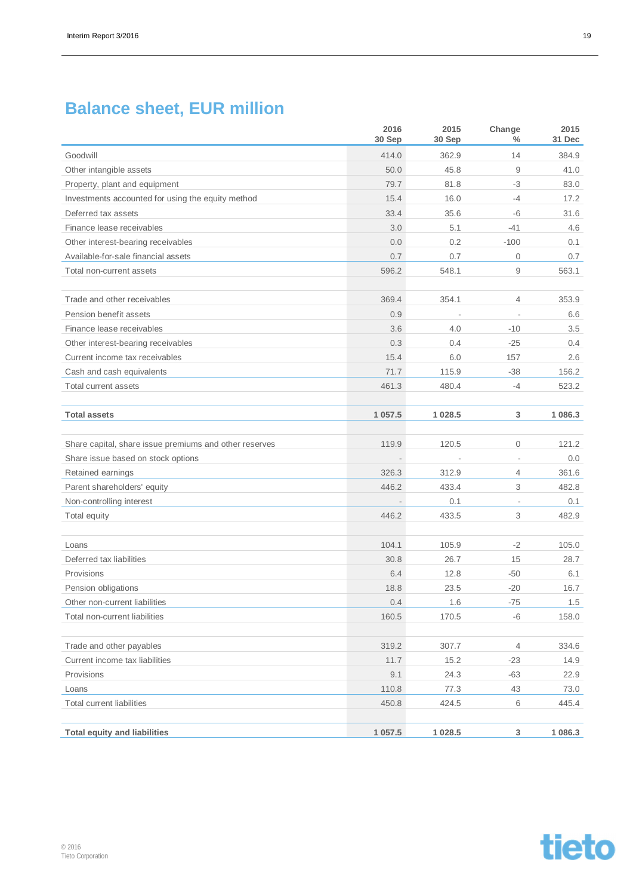## Balance sheet, EUR million

| | 2016 30 Sep | 2015 30 Sep | Change % | 2015 31 Dec |
|---|---|---|---|---|
| Goodwill | 414.0 | 362.9 | 14 | 384.9 |
| Other intangible assets | 50.0 | 45.8 | 9 | 41.0 |
| Property, plant and equipment | 79.7 | 81.8 | -3 | 83.0 |
| Investments accounted for using the equity method | 15.4 | 16.0 | -4 | 17.2 |
| Deferred tax assets | 33.4 | 35.6 | -6 | 31.6 |
| Finance lease receivables | 3.0 | 5.1 | -41 | 4.6 |
| Other interest-bearing receivables | 0.0 | 0.2 | -100 | 0.1 |
| Available-for-sale financial assets | 0.7 | 0.7 | 0 | 0.7 |
| Total non-current assets | 596.2 | 548.1 | 9 | 563.1 |
| | | | | |
| Trade and other receivables | 369.4 | 354.1 | 4 | 353.9 |
| Pension benefit assets | 0.9 | - | - | 6.6 |
| Finance lease receivables | 3.6 | 4.0 | -10 | 3.5 |
| Other interest-bearing receivables | 0.3 | 0.4 | -25 | 0.4 |
| Current income tax receivables | 15.4 | 6.0 | 157 | 2.6 |
| Cash and cash equivalents | 71.7 | 115.9 | -38 | 156.2 |
| Total current assets | 461.3 | 480.4 | -4 | 523.2 |
| | | | | |
| **Total assets** | **1 057.5** | **1 028.5** | **3** | **1 086.3** |
| | | | | |
| Share capital, share issue premiums and other reserves | 119.9 | 120.5 | 0 | 121.2 |
| Share issue based on stock options | - | - | - | 0.0 |
| Retained earnings | 326.3 | 312.9 | 4 | 361.6 |
| Parent shareholders' equity | 446.2 | 433.4 | 3 | 482.8 |
| Non-controlling interest | - | 0.1 | - | 0.1 |
| Total equity | 446.2 | 433.5 | 3 | 482.9 |
| | | | | |
| Loans | 104.1 | 105.9 | -2 | 105.0 |
| Deferred tax liabilities | 30.8 | 26.7 | 15 | 28.7 |
| Provisions | 6.4 | 12.8 | -50 | 6.1 |
| Pension obligations | 18.8 | 23.5 | -20 | 16.7 |
| Other non-current liabilities | 0.4 | 1.6 | -75 | 1.5 |
| Total non-current liabilities | 160.5 | 170.5 | -6 | 158.0 |
| | | | | |
| Trade and other payables | 319.2 | 307.7 | 4 | 334.6 |
| Current income tax liabilities | 11.7 | 15.2 | -23 | 14.9 |
| Provisions | 9.1 | 24.3 | -63 | 22.9 |
| Loans | 110.8 | 77.3 | 43 | 73.0 |
| Total current liabilities | 450.8 | 424.5 | 6 | 445.4 |
| | | | | |
| **Total equity and liabilities** | **1 057.5** | **1 028.5** | **3** | **1 086.3** |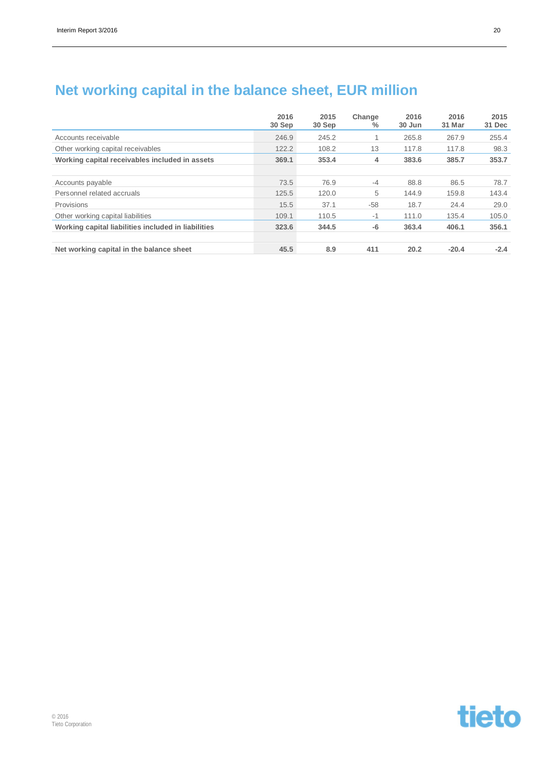# Net working capital in the balance sheet, EUR million

| | 2016 30 Sep | 2015 30 Sep | Change % | 2016 30 Jun | 2016 31 Mar | 2015 31 Dec |
|---|---|---|---|---|---|---|
| Accounts receivable | 246.9 | 245.2 | 1 | 265.8 | 267.9 | 255.4 |
| Other working capital receivables | 122.2 | 108.2 | 13 | 117.8 | 117.8 | 98.3 |
| **Working capital receivables included in assets** | **369.1** | **353.4** | **4** | **383.6** | **385.7** | **353.7** |
| | | | | | | |
| Accounts payable | 73.5 | 76.9 | -4 | 88.8 | 86.5 | 78.7 |
| Personnel related accruals | 125.5 | 120.0 | 5 | 144.9 | 159.8 | 143.4 |
| Provisions | 15.5 | 37.1 | -58 | 18.7 | 24.4 | 29.0 |
| Other working capital liabilities | 109.1 | 110.5 | -1 | 111.0 | 135.4 | 105.0 |
| **Working capital liabilities included in liabilities** | **323.6** | **344.5** | **-6** | **363.4** | **406.1** | **356.1** |
| | | | | | | |
| **Net working capital in the balance sheet** | **45.5** | **8.9** | **411** | **20.2** | **-20.4** | **-2.4** |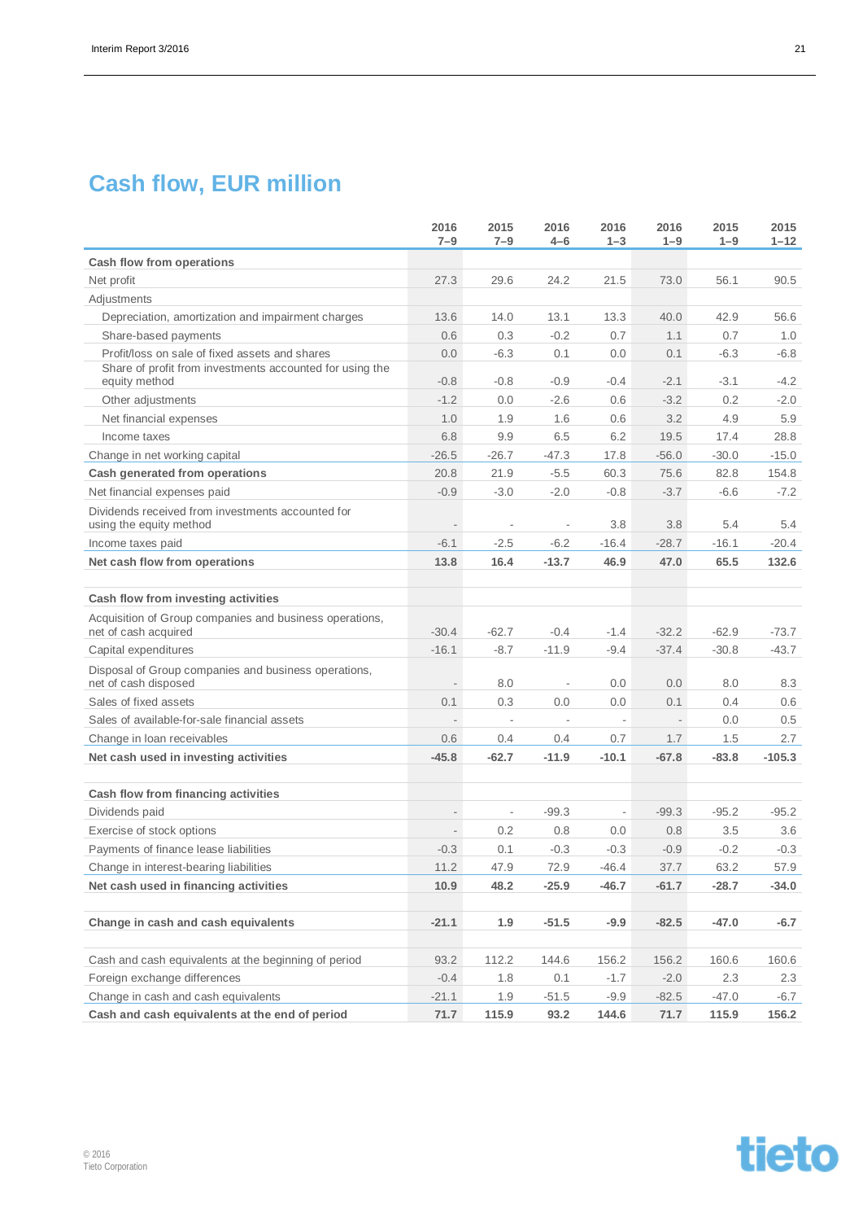## Cash flow, EUR million

| | 2016 7–9 | 2015 7–9 | 2016 4–6 | 2016 1–3 | 2016 1–9 | 2015 1–9 | 2015 1–12 |
|---|---|---|---|---|---|---|---|
| **Cash flow from operations** | | | | | | | |
| Net profit | 27.3 | 29.6 | 24.2 | 21.5 | 73.0 | 56.1 | 90.5 |
| Adjustments | | | | | | | |
| Depreciation, amortization and impairment charges | 13.6 | 14.0 | 13.1 | 13.3 | 40.0 | 42.9 | 56.6 |
| Share-based payments | 0.6 | 0.3 | -0.2 | 0.7 | 1.1 | 0.7 | 1.0 |
| Profit/loss on sale of fixed assets and shares | 0.0 | -6.3 | 0.1 | 0.0 | 0.1 | -6.3 | -6.8 |
| Share of profit from investments accounted for using the equity method | -0.8 | -0.8 | -0.9 | -0.4 | -2.1 | -3.1 | -4.2 |
| Other adjustments | -1.2 | 0.0 | -2.6 | 0.6 | -3.2 | 0.2 | -2.0 |
| Net financial expenses | 1.0 | 1.9 | 1.6 | 0.6 | 3.2 | 4.9 | 5.9 |
| Income taxes | 6.8 | 9.9 | 6.5 | 6.2 | 19.5 | 17.4 | 28.8 |
| Change in net working capital | -26.5 | -26.7 | -47.3 | 17.8 | -56.0 | -30.0 | -15.0 |
| **Cash generated from operations** | **20.8** | **21.9** | **-5.5** | **60.3** | **75.6** | **82.8** | **154.8** |
| Net financial expenses paid | -0.9 | -3.0 | -2.0 | -0.8 | -3.7 | -6.6 | -7.2 |
| Dividends received from investments accounted for using the equity method | - | - | - | 3.8 | 3.8 | 5.4 | 5.4 |
| Income taxes paid | -6.1 | -2.5 | -6.2 | -16.4 | -28.7 | -16.1 | -20.4 |
| **Net cash flow from operations** | **13.8** | **16.4** | **-13.7** | **46.9** | **47.0** | **65.5** | **132.6** |
| | | | | | | | |
| **Cash flow from investing activities** | | | | | | | |
| Acquisition of Group companies and business operations, net of cash acquired | -30.4 | -62.7 | -0.4 | -1.4 | -32.2 | -62.9 | -73.7 |
| Capital expenditures | -16.1 | -8.7 | -11.9 | -9.4 | -37.4 | -30.8 | -43.7 |
| Disposal of Group companies and business operations, net of cash disposed | - | 8.0 | - | 0.0 | 0.0 | 8.0 | 8.3 |
| Sales of fixed assets | 0.1 | 0.3 | 0.0 | 0.0 | 0.1 | 0.4 | 0.6 |
| Sales of available-for-sale financial assets | - | - | - | - | - | 0.0 | 0.5 |
| Change in loan receivables | 0.6 | 0.4 | 0.4 | 0.7 | 1.7 | 1.5 | 2.7 |
| **Net cash used in investing activities** | **-45.8** | **-62.7** | **-11.9** | **-10.1** | **-67.8** | **-83.8** | **-105.3** |
| | | | | | | | |
| **Cash flow from financing activities** | | | | | | | |
| Dividends paid | - | - | -99.3 | - | -99.3 | -95.2 | -95.2 |
| Exercise of stock options | - | 0.2 | 0.8 | 0.0 | 0.8 | 3.5 | 3.6 |
| Payments of finance lease liabilities | -0.3 | 0.1 | -0.3 | -0.3 | -0.9 | -0.2 | -0.3 |
| Change in interest-bearing liabilities | 11.2 | 47.9 | 72.9 | -46.4 | 37.7 | 63.2 | 57.9 |
| **Net cash used in financing activities** | **10.9** | **48.2** | **-25.9** | **-46.7** | **-61.7** | **-28.7** | **-34.0** |
| | | | | | | | |
| **Change in cash and cash equivalents** | **-21.1** | **1.9** | **-51.5** | **-9.9** | **-82.5** | **-47.0** | **-6.7** |
| | | | | | | | |
| Cash and cash equivalents at the beginning of period | 93.2 | 112.2 | 144.6 | 156.2 | 156.2 | 160.6 | 160.6 |
| Foreign exchange differences | -0.4 | 1.8 | 0.1 | -1.7 | -2.0 | 2.3 | 2.3 |
| Change in cash and cash equivalents | -21.1 | 1.9 | -51.5 | -9.9 | -82.5 | -47.0 | -6.7 |
| **Cash and cash equivalents at the end of period** | **71.7** | **115.9** | **93.2** | **144.6** | **71.7** | **115.9** | **156.2** |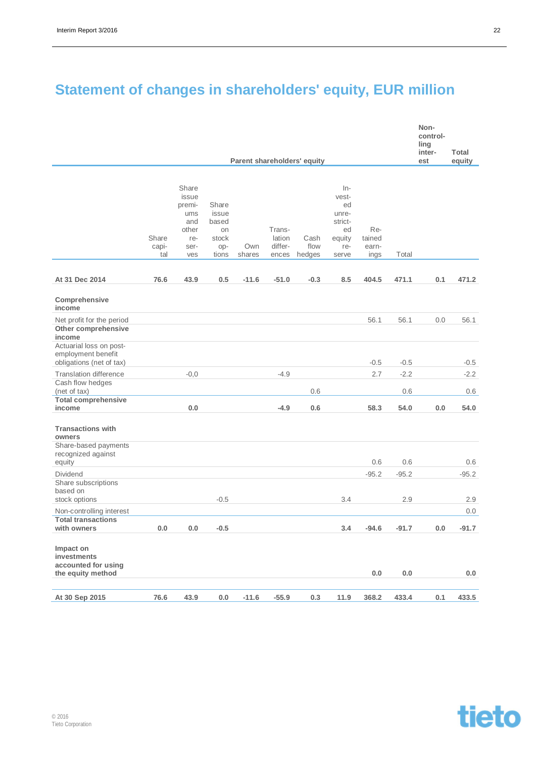# Statement of changes in shareholders' equity, EUR million

| | Parent shareholders' equity | | | | | | | | | Non-controlling interest | Total equity |
|---|---|---|---|---|---|---|---|---|---|---|---|
| | Share capital | Share issue premiums and other reserves | Share issue based on stock options | Own shares | Translation differences | Cash flow hedges | Invested unrestricted equity reserve | Retained earnings | Total | | |
| **At 31 Dec 2014** | **76.6** | **43.9** | **0.5** | **-11.6** | **-51.0** | **-0.3** | **8.5** | **404.5** | **471.1** | **0.1** | **471.2** |
| **Comprehensive income** | | | | | | | | | | | |
| Net profit for the period | | | | | | | | 56.1 | 56.1 | 0.0 | 56.1 |
| **Other comprehensive income** | | | | | | | | | | | |
| Actuarial loss on post-employment benefit obligations (net of tax) | | | | | | | | -0.5 | -0.5 | | -0.5 |
| Translation difference | | -0,0 | | | -4.9 | | | 2.7 | -2.2 | | -2.2 |
| Cash flow hedges (net of tax) | | | | | | 0.6 | | | 0.6 | | 0.6 |
| **Total comprehensive income** | | **0.0** | | | **-4.9** | **0.6** | | **58.3** | **54.0** | **0.0** | **54.0** |
| **Transactions with owners** | | | | | | | | | | | |
| Share-based payments recognized against equity | | | | | | | | 0.6 | 0.6 | | 0.6 |
| Dividend | | | | | | | | -95.2 | -95.2 | | -95.2 |
| Share subscriptions based on stock options | | | -0.5 | | | | 3.4 | | 2.9 | | 2.9 |
| Non-controlling interest | | | | | | | | | | | 0.0 |
| **Total transactions with owners** | **0.0** | **0.0** | **-0.5** | | | | **3.4** | **-94.6** | **-91.7** | **0.0** | **-91.7** |
| **Impact on investments accounted for using the equity method** | | | | | | | | **0.0** | **0.0** | | **0.0** |
| **At 30 Sep 2015** | **76.6** | **43.9** | **0.0** | **-11.6** | **-55.9** | **0.3** | **11.9** | **368.2** | **433.4** | **0.1** | **433.5** |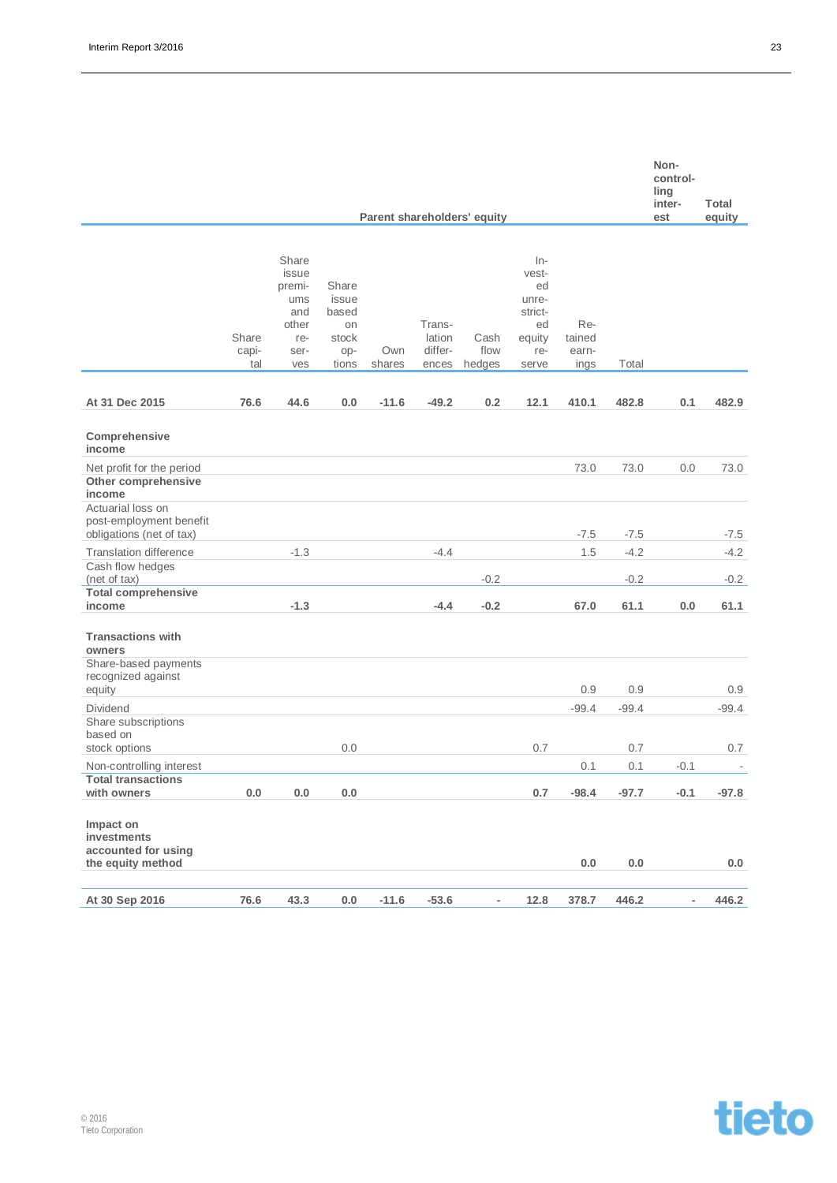| | Parent shareholders' equity | | | | | | | | | Non-controlling interest | Total equity |
|---|---|---|---|---|---|---|---|---|---|---|---|
| | Share capital | Share issue premiums and other reserves | Share issue based on stock options | Own shares | Translation differences | Cash flow hedges | Invested unrestricted equity reserve | Retained earnings | Total | | |
| **At 31 Dec 2015** | **76.6** | **44.6** | **0.0** | **-11.6** | **-49.2** | **0.2** | **12.1** | **410.1** | **482.8** | **0.1** | **482.9** |
| **Comprehensive income** | | | | | | | | | | | |
| Net profit for the period | | | | | | | | 73.0 | 73.0 | 0.0 | 73.0 |
| **Other comprehensive income** | | | | | | | | | | | |
| Actuarial loss on post-employment benefit obligations (net of tax) | | | | | | | | -7.5 | -7.5 | | -7.5 |
| Translation difference | | -1.3 | | | -4.4 | | | 1.5 | -4.2 | | -4.2 |
| Cash flow hedges (net of tax) | | | | | | -0.2 | | | -0.2 | | -0.2 |
| **Total comprehensive income** | | **-1.3** | | | **-4.4** | **-0.2** | | **67.0** | **61.1** | **0.0** | **61.1** |
| **Transactions with owners** | | | | | | | | | | | |
| Share-based payments recognized against equity | | | | | | | | 0.9 | 0.9 | | 0.9 |
| Dividend | | | | | | | | -99.4 | -99.4 | | -99.4 |
| Share subscriptions based on stock options | | | 0.0 | | | | 0.7 | | 0.7 | | 0.7 |
| Non-controlling interest | | | | | | | | 0.1 | 0.1 | -0.1 | - |
| **Total transactions with owners** | **0.0** | **0.0** | **0.0** | | | | **0.7** | **-98.4** | **-97.7** | **-0.1** | **-97.8** |
| **Impact on investments accounted for using the equity method** | | | | | | | | **0.0** | **0.0** | | **0.0** |
| **At 30 Sep 2016** | **76.6** | **43.3** | **0.0** | **-11.6** | **-53.6** | **-** | **12.8** | **378.7** | **446.2** | **-** | **446.2** |

© 2016
Tieto Corporation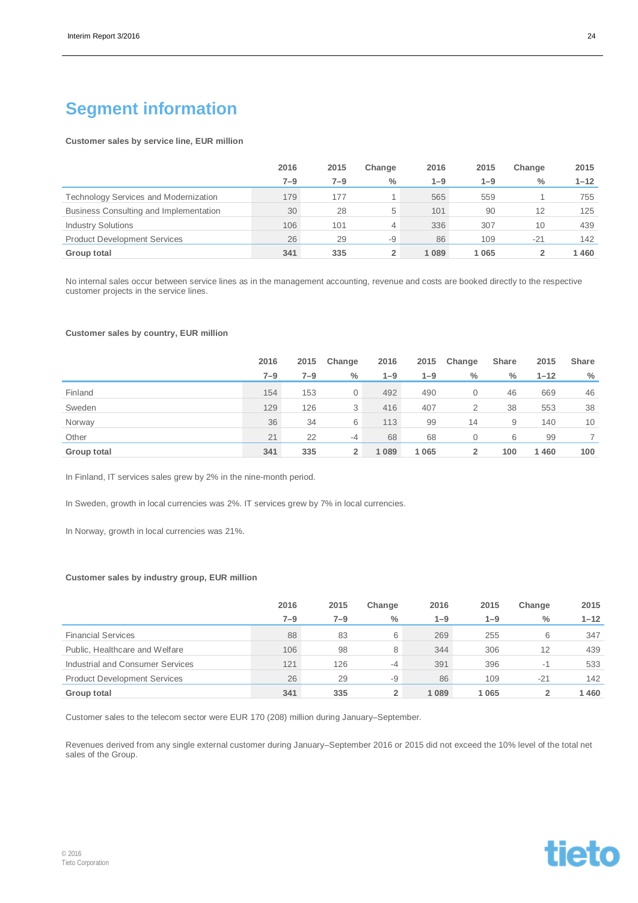# Segment information

**Customer sales by service line, EUR million**

| | 2016 7–9 | 2015 7–9 | Change % | 2016 1–9 | 2015 1–9 | Change % | 2015 1–12 |
|---|---|---|---|---|---|---|---|
| Technology Services and Modernization | 179 | 177 | 1 | 565 | 559 | 1 | 755 |
| Business Consulting and Implementation | 30 | 28 | 5 | 101 | 90 | 12 | 125 |
| Industry Solutions | 106 | 101 | 4 | 336 | 307 | 10 | 439 |
| Product Development Services | 26 | 29 | -9 | 86 | 109 | -21 | 142 |
| **Group total** | **341** | **335** | **2** | **1 089** | **1 065** | **2** | **1 460** |

No internal sales occur between service lines as in the management accounting, revenue and costs are booked directly to the respective customer projects in the service lines.

**Customer sales by country, EUR million**

| | 2016 7–9 | 2015 7–9 | Change % | 2016 1–9 | 2015 1–9 | Change % | Share % | 2015 1–12 | Share % |
|---|---|---|---|---|---|---|---|---|---|
| Finland | 154 | 153 | 0 | 492 | 490 | 0 | 46 | 669 | 46 |
| Sweden | 129 | 126 | 3 | 416 | 407 | 2 | 38 | 553 | 38 |
| Norway | 36 | 34 | 6 | 113 | 99 | 14 | 9 | 140 | 10 |
| Other | 21 | 22 | -4 | 68 | 68 | 0 | 6 | 99 | 7 |
| **Group total** | **341** | **335** | **2** | **1 089** | **1 065** | **2** | **100** | **1 460** | **100** |

In Finland, IT services sales grew by 2% in the nine-month period.

In Sweden, growth in local currencies was 2%. IT services grew by 7% in local currencies.

In Norway, growth in local currencies was 21%.

**Customer sales by industry group, EUR million**

| | 2016 7–9 | 2015 7–9 | Change % | 2016 1–9 | 2015 1–9 | Change % | 2015 1–12 |
|---|---|---|---|---|---|---|---|
| Financial Services | 88 | 83 | 6 | 269 | 255 | 6 | 347 |
| Public, Healthcare and Welfare | 106 | 98 | 8 | 344 | 306 | 12 | 439 |
| Industrial and Consumer Services | 121 | 126 | -4 | 391 | 396 | -1 | 533 |
| Product Development Services | 26 | 29 | -9 | 86 | 109 | -21 | 142 |
| **Group total** | **341** | **335** | **2** | **1 089** | **1 065** | **2** | **1 460** |

Customer sales to the telecom sector were EUR 170 (208) million during January–September.

Revenues derived from any single external customer during January–September 2016 or 2015 did not exceed the 10% level of the total net sales of the Group.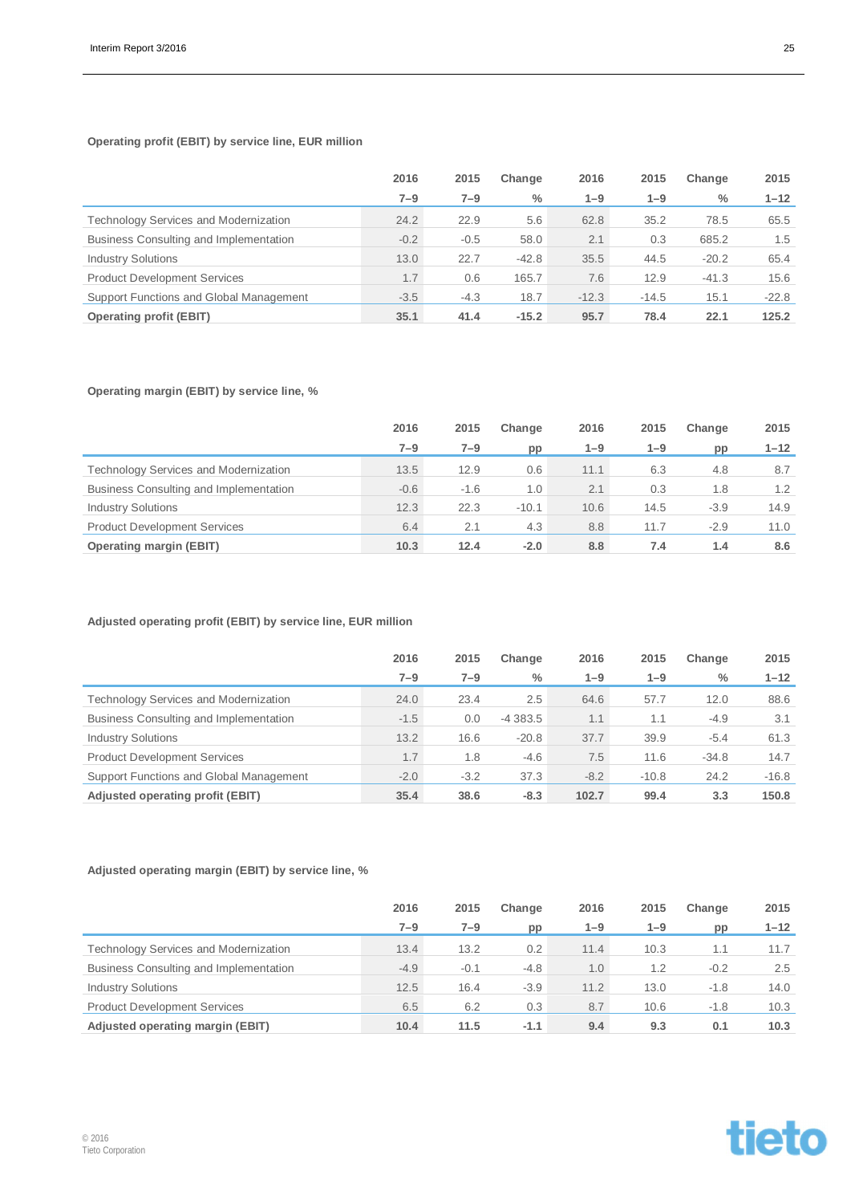**Operating profit (EBIT) by service line, EUR million**

| | 2016 7–9 | 2015 7–9 | Change % | 2016 1–9 | 2015 1–9 | Change % | 2015 1–12 |
|---|---|---|---|---|---|---|---|
| Technology Services and Modernization | 24.2 | 22.9 | 5.6 | 62.8 | 35.2 | 78.5 | 65.5 |
| Business Consulting and Implementation | -0.2 | -0.5 | 58.0 | 2.1 | 0.3 | 685.2 | 1.5 |
| Industry Solutions | 13.0 | 22.7 | -42.8 | 35.5 | 44.5 | -20.2 | 65.4 |
| Product Development Services | 1.7 | 0.6 | 165.7 | 7.6 | 12.9 | -41.3 | 15.6 |
| Support Functions and Global Management | -3.5 | -4.3 | 18.7 | -12.3 | -14.5 | 15.1 | -22.8 |
| **Operating profit (EBIT)** | **35.1** | **41.4** | **-15.2** | **95.7** | **78.4** | **22.1** | **125.2** |

**Operating margin (EBIT) by service line, %**

| | 2016 7–9 | 2015 7–9 | Change pp | 2016 1–9 | 2015 1–9 | Change pp | 2015 1–12 |
|---|---|---|---|---|---|---|---|
| Technology Services and Modernization | 13.5 | 12.9 | 0.6 | 11.1 | 6.3 | 4.8 | 8.7 |
| Business Consulting and Implementation | -0.6 | -1.6 | 1.0 | 2.1 | 0.3 | 1.8 | 1.2 |
| Industry Solutions | 12.3 | 22.3 | -10.1 | 10.6 | 14.5 | -3.9 | 14.9 |
| Product Development Services | 6.4 | 2.1 | 4.3 | 8.8 | 11.7 | -2.9 | 11.0 |
| **Operating margin (EBIT)** | **10.3** | **12.4** | **-2.0** | **8.8** | **7.4** | **1.4** | **8.6** |

**Adjusted operating profit (EBIT) by service line, EUR million**

| | 2016 7–9 | 2015 7–9 | Change % | 2016 1–9 | 2015 1–9 | Change % | 2015 1–12 |
|---|---|---|---|---|---|---|---|
| Technology Services and Modernization | 24.0 | 23.4 | 2.5 | 64.6 | 57.7 | 12.0 | 88.6 |
| Business Consulting and Implementation | -1.5 | 0.0 | -4 383.5 | 1.1 | 1.1 | -4.9 | 3.1 |
| Industry Solutions | 13.2 | 16.6 | -20.8 | 37.7 | 39.9 | -5.4 | 61.3 |
| Product Development Services | 1.7 | 1.8 | -4.6 | 7.5 | 11.6 | -34.8 | 14.7 |
| Support Functions and Global Management | -2.0 | -3.2 | 37.3 | -8.2 | -10.8 | 24.2 | -16.8 |
| **Adjusted operating profit (EBIT)** | **35.4** | **38.6** | **-8.3** | **102.7** | **99.4** | **3.3** | **150.8** |

**Adjusted operating margin (EBIT) by service line, %**

| | 2016 7–9 | 2015 7–9 | Change pp | 2016 1–9 | 2015 1–9 | Change pp | 2015 1–12 |
|---|---|---|---|---|---|---|---|
| Technology Services and Modernization | 13.4 | 13.2 | 0.2 | 11.4 | 10.3 | 1.1 | 11.7 |
| Business Consulting and Implementation | -4.9 | -0.1 | -4.8 | 1.0 | 1.2 | -0.2 | 2.5 |
| Industry Solutions | 12.5 | 16.4 | -3.9 | 11.2 | 13.0 | -1.8 | 14.0 |
| Product Development Services | 6.5 | 6.2 | 0.3 | 8.7 | 10.6 | -1.8 | 10.3 |
| **Adjusted operating margin (EBIT)** | **10.4** | **11.5** | **-1.1** | **9.4** | **9.3** | **0.1** | **10.3** |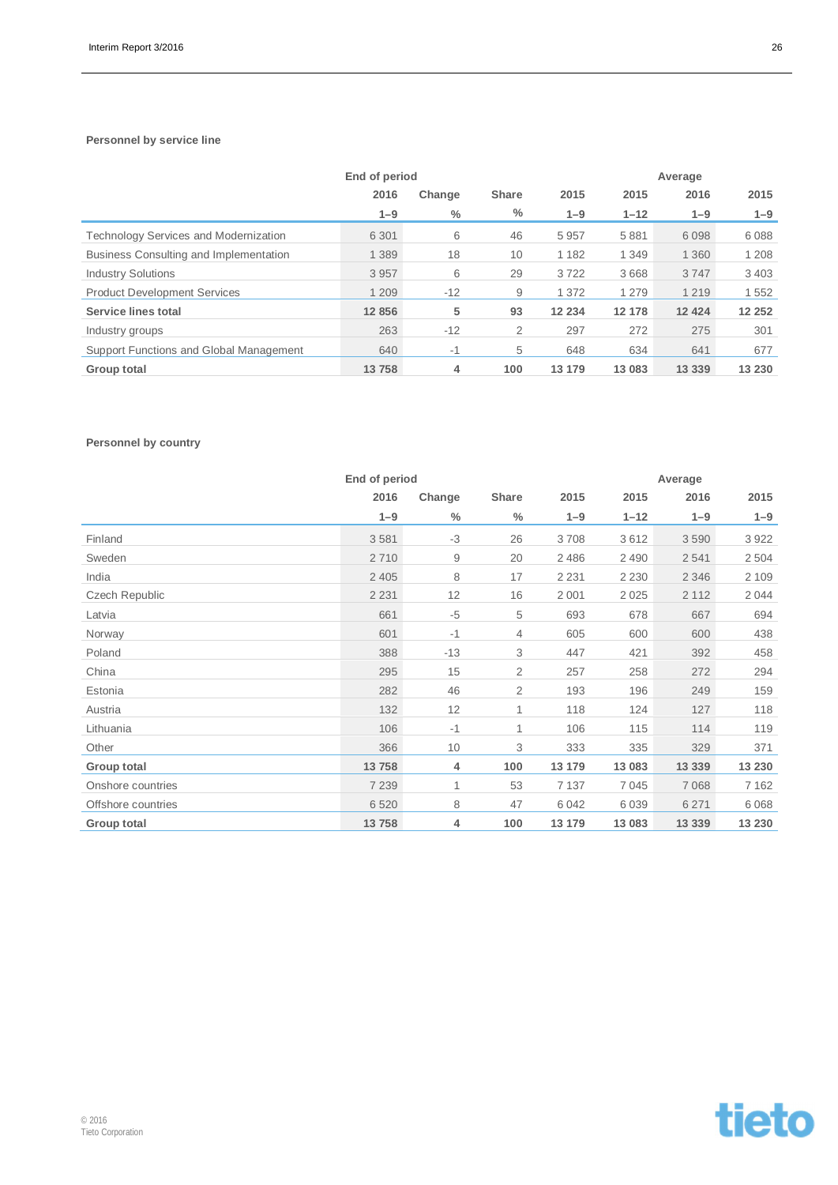**Personnel by service line**

| | End of period | | | | | Average | |
|---|---|---|---|---|---|---|---|
| | 2016 | Change | Share | 2015 | 2015 | 2016 | 2015 |
| | 1–9 | % | % | 1–9 | 1–12 | 1–9 | 1–9 |
| Technology Services and Modernization | 6 301 | 6 | 46 | 5 957 | 5 881 | 6 098 | 6 088 |
| Business Consulting and Implementation | 1 389 | 18 | 10 | 1 182 | 1 349 | 1 360 | 1 208 |
| Industry Solutions | 3 957 | 6 | 29 | 3 722 | 3 668 | 3 747 | 3 403 |
| Product Development Services | 1 209 | -12 | 9 | 1 372 | 1 279 | 1 219 | 1 552 |
| **Service lines total** | **12 856** | **5** | **93** | **12 234** | **12 178** | **12 424** | **12 252** |
| Industry groups | 263 | -12 | 2 | 297 | 272 | 275 | 301 |
| Support Functions and Global Management | 640 | -1 | 5 | 648 | 634 | 641 | 677 |
| **Group total** | **13 758** | **4** | **100** | **13 179** | **13 083** | **13 339** | **13 230** |

**Personnel by country**

| | End of period | | | | | Average | |
|---|---|---|---|---|---|---|---|
| | 2016 | Change | Share | 2015 | 2015 | 2016 | 2015 |
| | 1–9 | % | % | 1–9 | 1–12 | 1–9 | 1–9 |
| Finland | 3 581 | -3 | 26 | 3 708 | 3 612 | 3 590 | 3 922 |
| Sweden | 2 710 | 9 | 20 | 2 486 | 2 490 | 2 541 | 2 504 |
| India | 2 405 | 8 | 17 | 2 231 | 2 230 | 2 346 | 2 109 |
| Czech Republic | 2 231 | 12 | 16 | 2 001 | 2 025 | 2 112 | 2 044 |
| Latvia | 661 | -5 | 5 | 693 | 678 | 667 | 694 |
| Norway | 601 | -1 | 4 | 605 | 600 | 600 | 438 |
| Poland | 388 | -13 | 3 | 447 | 421 | 392 | 458 |
| China | 295 | 15 | 2 | 257 | 258 | 272 | 294 |
| Estonia | 282 | 46 | 2 | 193 | 196 | 249 | 159 |
| Austria | 132 | 12 | 1 | 118 | 124 | 127 | 118 |
| Lithuania | 106 | -1 | 1 | 106 | 115 | 114 | 119 |
| Other | 366 | 10 | 3 | 333 | 335 | 329 | 371 |
| **Group total** | **13 758** | **4** | **100** | **13 179** | **13 083** | **13 339** | **13 230** |
| Onshore countries | 7 239 | 1 | 53 | 7 137 | 7 045 | 7 068 | 7 162 |
| Offshore countries | 6 520 | 8 | 47 | 6 042 | 6 039 | 6 271 | 6 068 |
| **Group total** | **13 758** | **4** | **100** | **13 179** | **13 083** | **13 339** | **13 230** |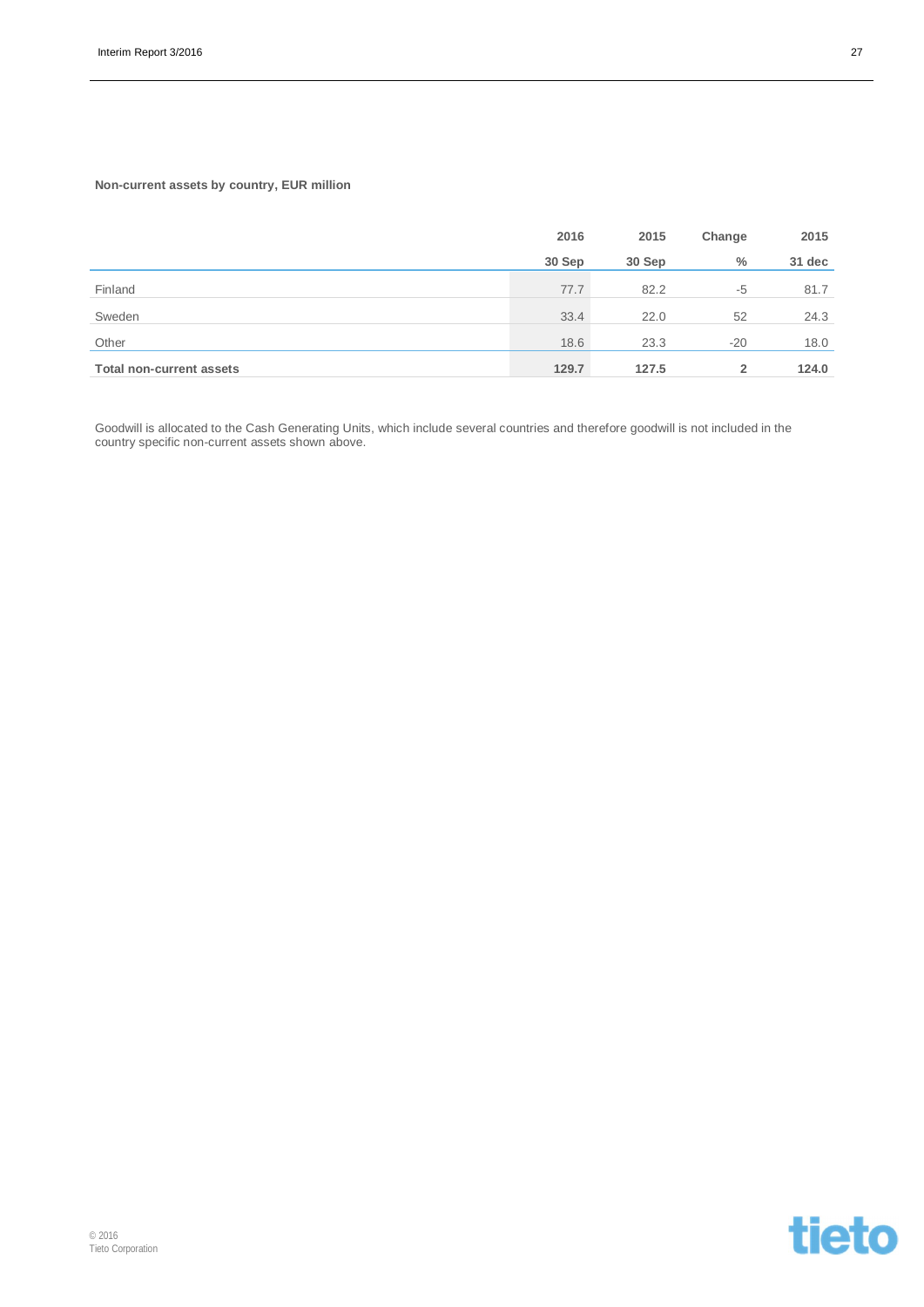**Non-current assets by country, EUR million**

| | 2016 | 2015 | Change | 2015 |
|---|---|---|---|---|
| | 30 Sep | 30 Sep | % | 31 dec |
| Finland | 77.7 | 82.2 | -5 | 81.7 |
| Sweden | 33.4 | 22.0 | 52 | 24.3 |
| Other | 18.6 | 23.3 | -20 | 18.0 |
| **Total non-current assets** | **129.7** | **127.5** | **2** | **124.0** |

Goodwill is allocated to the Cash Generating Units, which include several countries and therefore goodwill is not included in the country specific non-current assets shown above.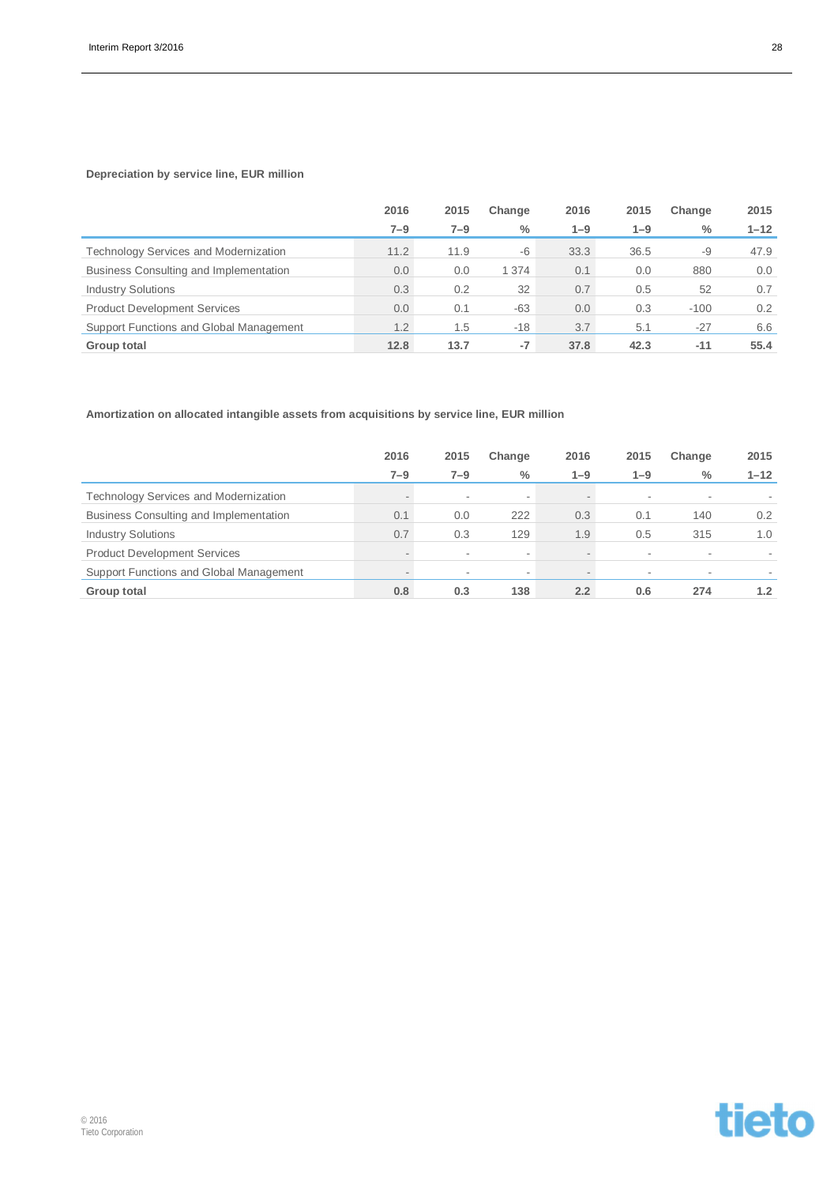**Depreciation by service line, EUR million**

| | 2016<br>7–9 | 2015<br>7–9 | Change<br>% | 2016<br>1–9 | 2015<br>1–9 | Change<br>% | 2015<br>1–12 |
|---|---|---|---|---|---|---|---|
| Technology Services and Modernization | 11.2 | 11.9 | -6 | 33.3 | 36.5 | -9 | 47.9 |
| Business Consulting and Implementation | 0.0 | 0.0 | 1 374 | 0.1 | 0.0 | 880 | 0.0 |
| Industry Solutions | 0.3 | 0.2 | 32 | 0.7 | 0.5 | 52 | 0.7 |
| Product Development Services | 0.0 | 0.1 | -63 | 0.0 | 0.3 | -100 | 0.2 |
| Support Functions and Global Management | 1.2 | 1.5 | -18 | 3.7 | 5.1 | -27 | 6.6 |
| **Group total** | **12.8** | **13.7** | **-7** | **37.8** | **42.3** | **-11** | **55.4** |

**Amortization on allocated intangible assets from acquisitions by service line, EUR million**

| | 2016<br>7–9 | 2015<br>7–9 | Change<br>% | 2016<br>1–9 | 2015<br>1–9 | Change<br>% | 2015<br>1–12 |
|---|---|---|---|---|---|---|---|
| Technology Services and Modernization | - | - | - | - | - | - | - |
| Business Consulting and Implementation | 0.1 | 0.0 | 222 | 0.3 | 0.1 | 140 | 0.2 |
| Industry Solutions | 0.7 | 0.3 | 129 | 1.9 | 0.5 | 315 | 1.0 |
| Product Development Services | - | - | - | - | - | - | - |
| Support Functions and Global Management | - | - | - | - | - | - | - |
| **Group total** | **0.8** | **0.3** | **138** | **2.2** | **0.6** | **274** | **1.2** |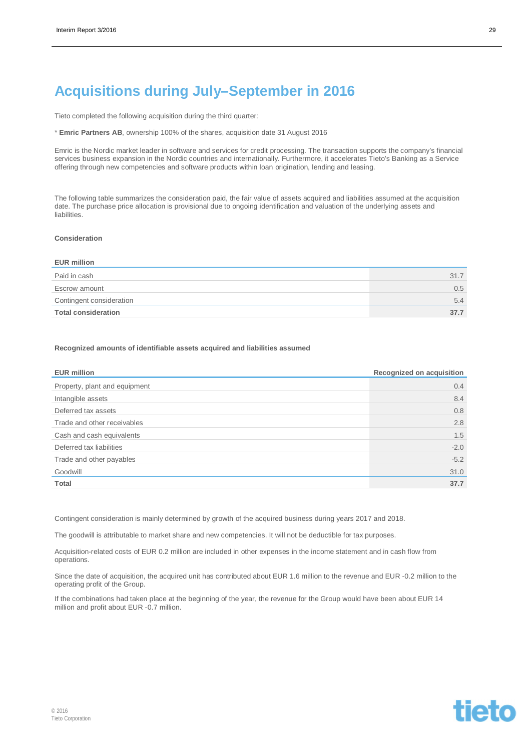# Acquisitions during July–September in 2016

Tieto completed the following acquisition during the third quarter:

* **Emric Partners AB**, ownership 100% of the shares, acquisition date 31 August 2016

Emric is the Nordic market leader in software and services for credit processing. The transaction supports the company's financial services business expansion in the Nordic countries and internationally. Furthermore, it accelerates Tieto's Banking as a Service offering through new competencies and software products within loan origination, lending and leasing.

The following table summarizes the consideration paid, the fair value of assets acquired and liabilities assumed at the acquisition date. The purchase price allocation is provisional due to ongoing identification and valuation of the underlying assets and liabilities.

**Consideration**

| EUR million | |
|---|---|
| Paid in cash | 31.7 |
| Escrow amount | 0.5 |
| Contingent consideration | 5.4 |
| **Total consideration** | **37.7** |

**Recognized amounts of identifiable assets acquired and liabilities assumed**

| EUR million | Recognized on acquisition |
|---|---|
| Property, plant and equipment | 0.4 |
| Intangible assets | 8.4 |
| Deferred tax assets | 0.8 |
| Trade and other receivables | 2.8 |
| Cash and cash equivalents | 1.5 |
| Deferred tax liabilities | -2.0 |
| Trade and other payables | -5.2 |
| Goodwill | 31.0 |
| **Total** | **37.7** |

Contingent consideration is mainly determined by growth of the acquired business during years 2017 and 2018.

The goodwill is attributable to market share and new competencies. It will not be deductible for tax purposes.

Acquisition-related costs of EUR 0.2 million are included in other expenses in the income statement and in cash flow from operations.

Since the date of acquisition, the acquired unit has contributed about EUR 1.6 million to the revenue and EUR -0.2 million to the operating profit of the Group.

If the combinations had taken place at the beginning of the year, the revenue for the Group would have been about EUR 14 million and profit about EUR -0.7 million.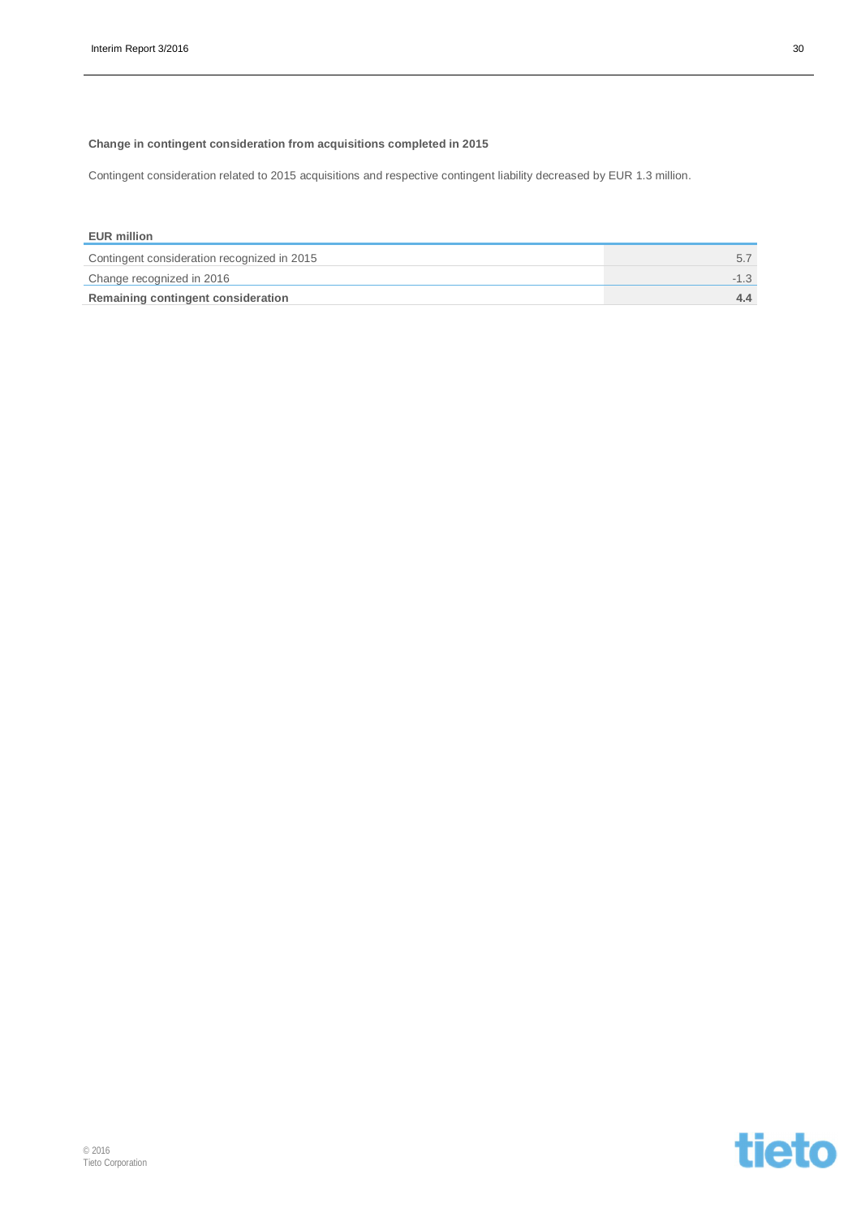### Change in contingent consideration from acquisitions completed in 2015

Contingent consideration related to 2015 acquisitions and respective contingent liability decreased by EUR 1.3 million.

| EUR million | |
|---|---|
| Contingent consideration recognized in 2015 | 5.7 |
| Change recognized in 2016 | -1.3 |
| **Remaining contingent consideration** | **4.4** |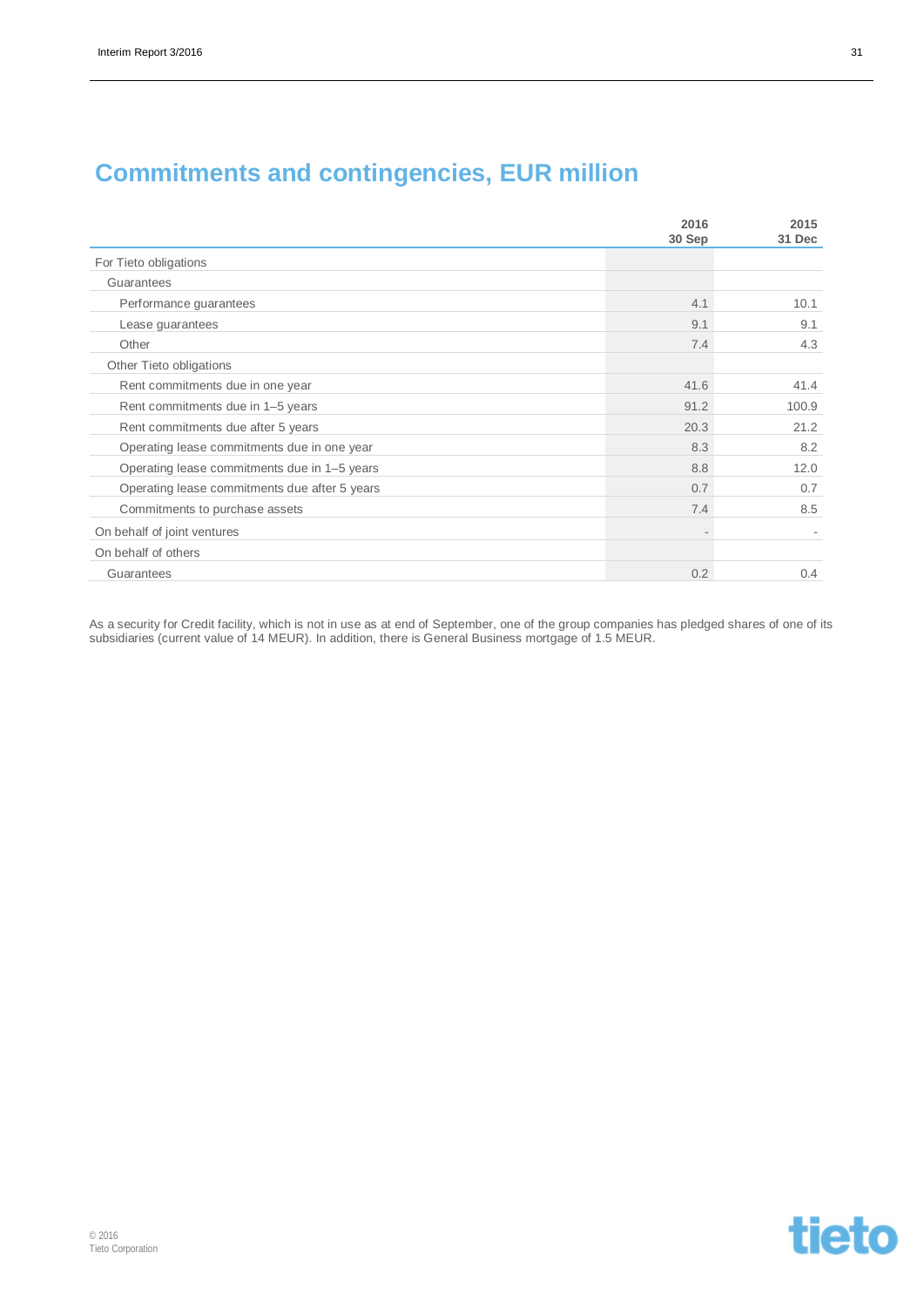# Commitments and contingencies, EUR million

| | 2016 30 Sep | 2015 31 Dec |
|---|---|---|
| For Tieto obligations | | |
| Guarantees | | |
| Performance guarantees | 4.1 | 10.1 |
| Lease guarantees | 9.1 | 9.1 |
| Other | 7.4 | 4.3 |
| Other Tieto obligations | | |
| Rent commitments due in one year | 41.6 | 41.4 |
| Rent commitments due in 1–5 years | 91.2 | 100.9 |
| Rent commitments due after 5 years | 20.3 | 21.2 |
| Operating lease commitments due in one year | 8.3 | 8.2 |
| Operating lease commitments due in 1–5 years | 8.8 | 12.0 |
| Operating lease commitments due after 5 years | 0.7 | 0.7 |
| Commitments to purchase assets | 7.4 | 8.5 |
| On behalf of joint ventures | - | - |
| On behalf of others | | |
| Guarantees | 0.2 | 0.4 |

As a security for Credit facility, which is not in use as at end of September, one of the group companies has pledged shares of one of its subsidiaries (current value of 14 MEUR). In addition, there is General Business mortgage of 1.5 MEUR.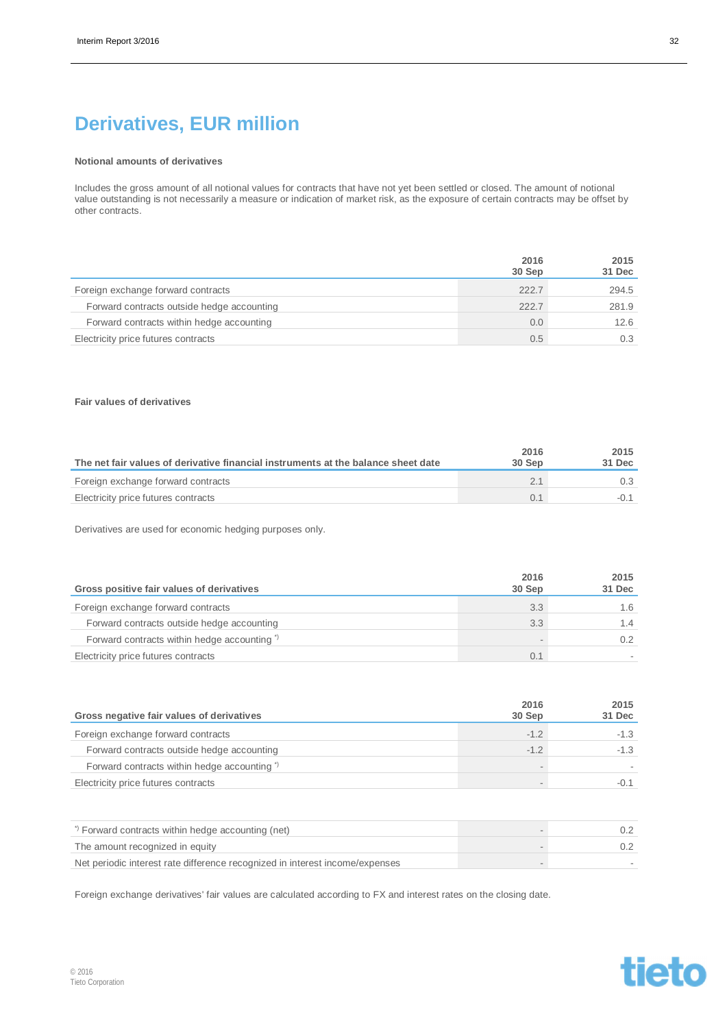# Derivatives, EUR million

**Notional amounts of derivatives**

Includes the gross amount of all notional values for contracts that have not yet been settled or closed. The amount of notional value outstanding is not necessarily a measure or indication of market risk, as the exposure of certain contracts may be offset by other contracts.

| | 2016 30 Sep | 2015 31 Dec |
|---|---|---|
| Foreign exchange forward contracts | 222.7 | 294.5 |
| Forward contracts outside hedge accounting | 222.7 | 281.9 |
| Forward contracts within hedge accounting | 0.0 | 12.6 |
| Electricity price futures contracts | 0.5 | 0.3 |

**Fair values of derivatives**

| The net fair values of derivative financial instruments at the balance sheet date | 2016 30 Sep | 2015 31 Dec |
|---|---|---|
| Foreign exchange forward contracts | 2.1 | 0.3 |
| Electricity price futures contracts | 0.1 | -0.1 |

Derivatives are used for economic hedging purposes only.

| Gross positive fair values of derivatives | 2016 30 Sep | 2015 31 Dec |
|---|---|---|
| Foreign exchange forward contracts | 3.3 | 1.6 |
| Forward contracts outside hedge accounting | 3.3 | 1.4 |
| Forward contracts within hedge accounting *) | - | 0.2 |
| Electricity price futures contracts | 0.1 | - |

| Gross negative fair values of derivatives | 2016 30 Sep | 2015 31 Dec |
|---|---|---|
| Foreign exchange forward contracts | -1.2 | -1.3 |
| Forward contracts outside hedge accounting | -1.2 | -1.3 |
| Forward contracts within hedge accounting *) | - | - |
| Electricity price futures contracts | - | -0.1 |

| | | |
|---|---|---|
| *) Forward contracts within hedge accounting (net) | - | 0.2 |
| The amount recognized in equity | - | 0.2 |
| Net periodic interest rate difference recognized in interest income/expenses | - | - |

Foreign exchange derivatives' fair values are calculated according to FX and interest rates on the closing date.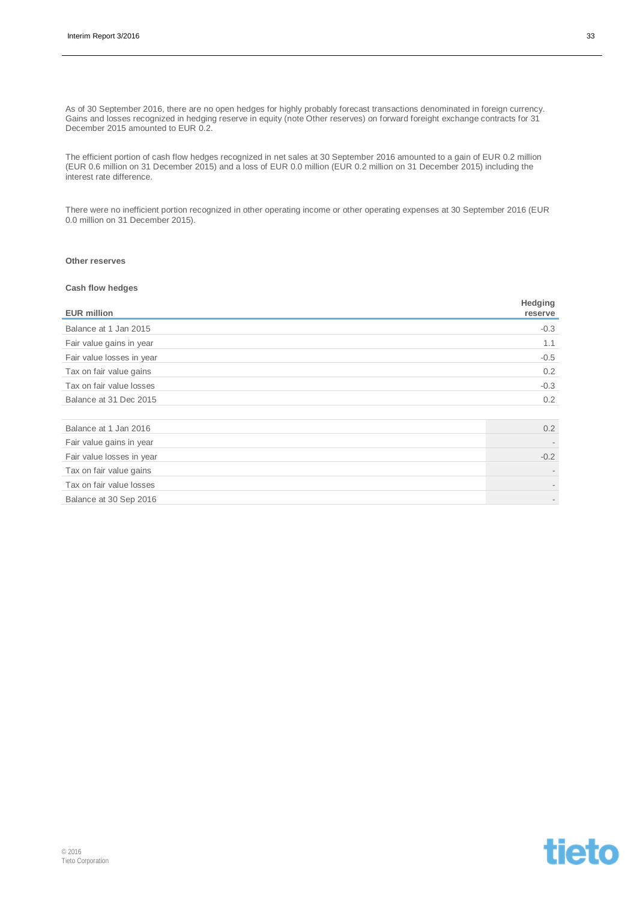As of 30 September 2016, there are no open hedges for highly probably forecast transactions denominated in foreign currency. Gains and losses recognized in hedging reserve in equity (note Other reserves) on forward foreight exchange contracts for 31 December 2015 amounted to EUR 0.2.

The efficient portion of cash flow hedges recognized in net sales at 30 September 2016 amounted to a gain of EUR 0.2 million (EUR 0.6 million on 31 December 2015) and a loss of EUR 0.0 million (EUR 0.2 million on 31 December 2015) including the interest rate difference.

There were no inefficient portion recognized in other operating income or other operating expenses at 30 September 2016 (EUR 0.0 million on 31 December 2015).

**Other reserves**

**Cash flow hedges**

| EUR million | Hedging reserve |
|---|---|
| Balance at 1 Jan 2015 | -0.3 |
| Fair value gains in year | 1.1 |
| Fair value losses in year | -0.5 |
| Tax on fair value gains | 0.2 |
| Tax on fair value losses | -0.3 |
| Balance at 31 Dec 2015 | 0.2 |
| | |
| Balance at 1 Jan 2016 | 0.2 |
| Fair value gains in year | - |
| Fair value losses in year | -0.2 |
| Tax on fair value gains | - |
| Tax on fair value losses | - |
| Balance at 30 Sep 2016 | - |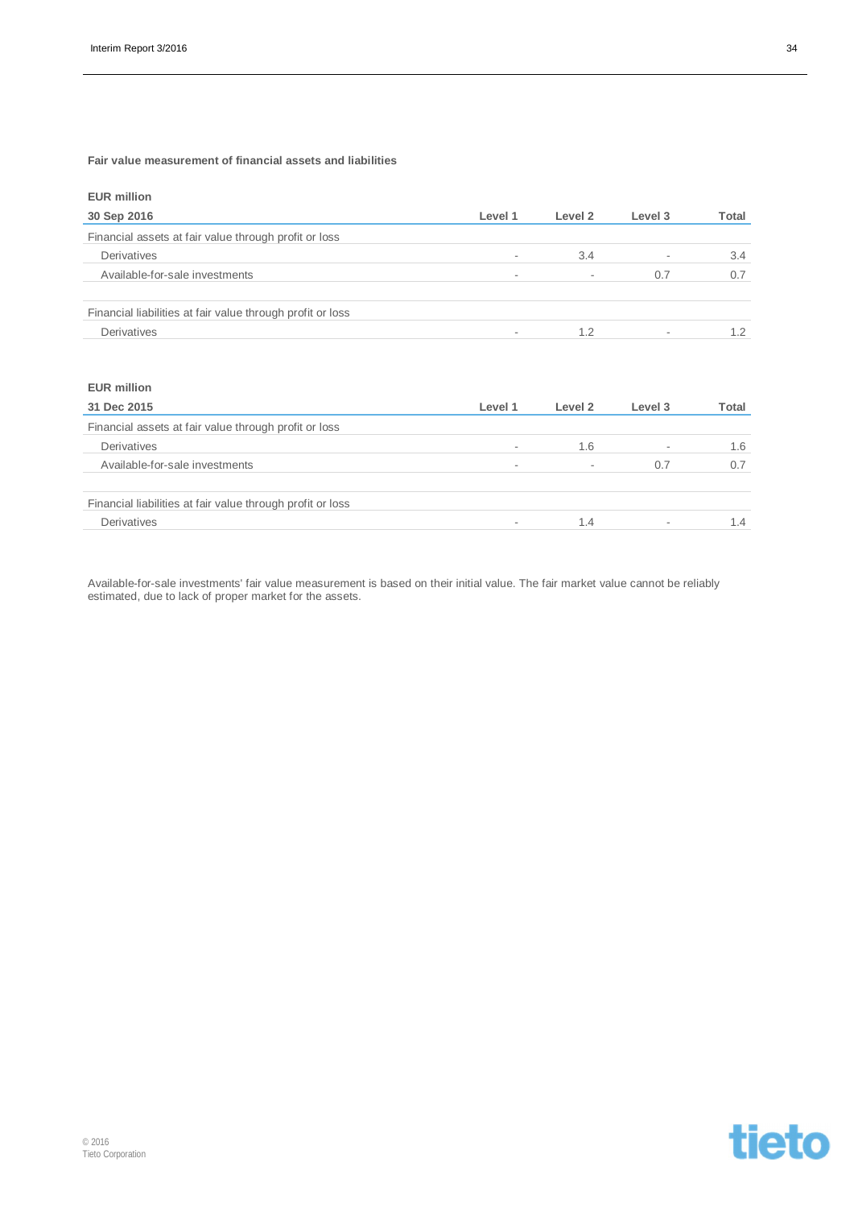**Fair value measurement of financial assets and liabilities**

**EUR million**

| 30 Sep 2016 | Level 1 | Level 2 | Level 3 | Total |
|---|---|---|---|---|
| Financial assets at fair value through profit or loss | | | | |
| Derivatives | - | 3.4 | - | 3.4 |
| Available-for-sale investments | - | - | 0.7 | 0.7 |
| | | | | |
| Financial liabilities at fair value through profit or loss | | | | |
| Derivatives | - | 1.2 | - | 1.2 |

**EUR million**

| 31 Dec 2015 | Level 1 | Level 2 | Level 3 | Total |
|---|---|---|---|---|
| Financial assets at fair value through profit or loss | | | | |
| Derivatives | - | 1.6 | - | 1.6 |
| Available-for-sale investments | - | - | 0.7 | 0.7 |
| | | | | |
| Financial liabilities at fair value through profit or loss | | | | |
| Derivatives | - | 1.4 | - | 1.4 |

Available-for-sale investments' fair value measurement is based on their initial value. The fair market value cannot be reliably estimated, due to lack of proper market for the assets.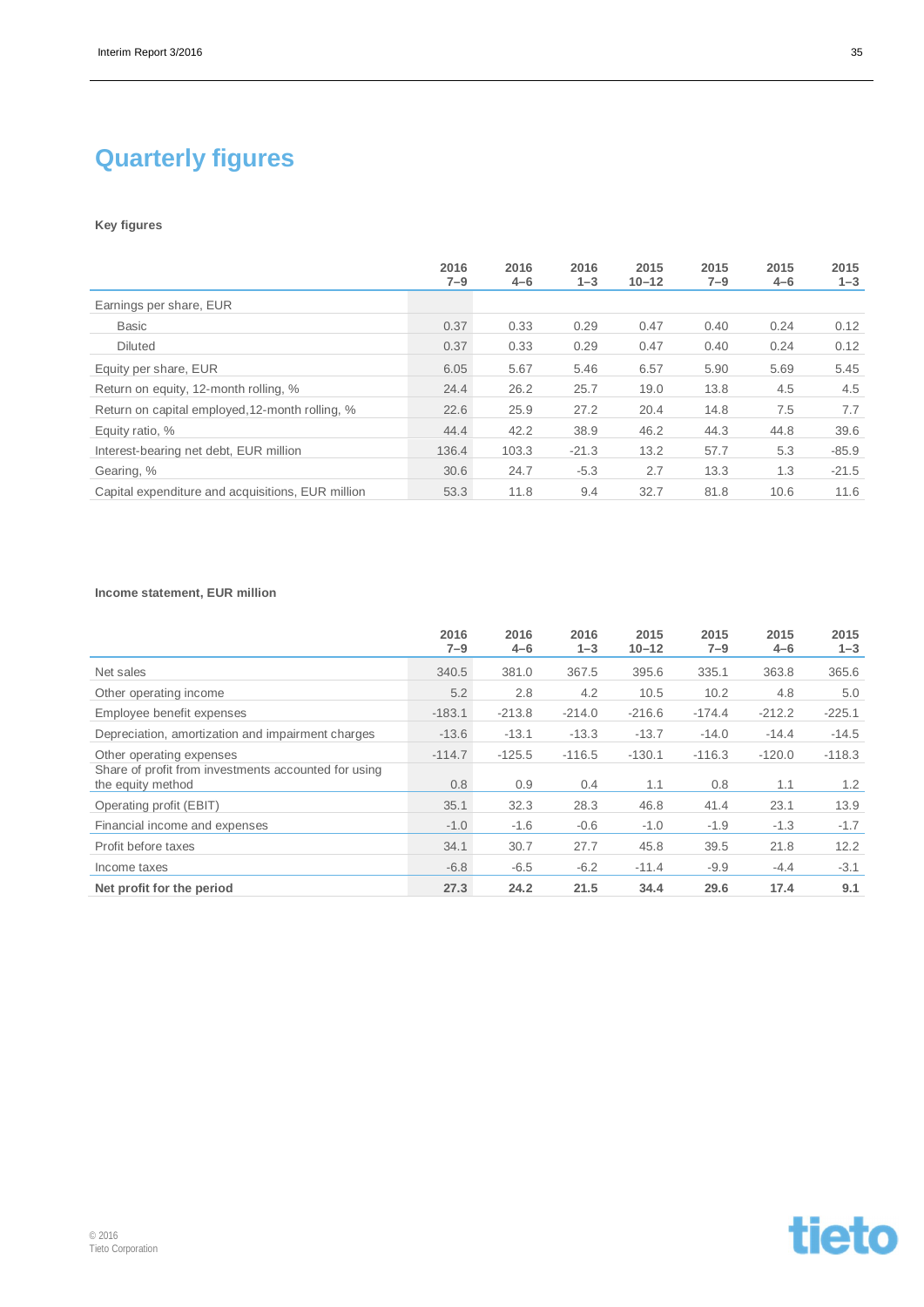# Quarterly figures

**Key figures**

| | 2016 7–9 | 2016 4–6 | 2016 1–3 | 2015 10–12 | 2015 7–9 | 2015 4–6 | 2015 1–3 |
|---|---|---|---|---|---|---|---|
| Earnings per share, EUR | | | | | | | |
| Basic | 0.37 | 0.33 | 0.29 | 0.47 | 0.40 | 0.24 | 0.12 |
| Diluted | 0.37 | 0.33 | 0.29 | 0.47 | 0.40 | 0.24 | 0.12 |
| Equity per share, EUR | 6.05 | 5.67 | 5.46 | 6.57 | 5.90 | 5.69 | 5.45 |
| Return on equity, 12-month rolling, % | 24.4 | 26.2 | 25.7 | 19.0 | 13.8 | 4.5 | 4.5 |
| Return on capital employed,12-month rolling, % | 22.6 | 25.9 | 27.2 | 20.4 | 14.8 | 7.5 | 7.7 |
| Equity ratio, % | 44.4 | 42.2 | 38.9 | 46.2 | 44.3 | 44.8 | 39.6 |
| Interest-bearing net debt, EUR million | 136.4 | 103.3 | -21.3 | 13.2 | 57.7 | 5.3 | -85.9 |
| Gearing, % | 30.6 | 24.7 | -5.3 | 2.7 | 13.3 | 1.3 | -21.5 |
| Capital expenditure and acquisitions, EUR million | 53.3 | 11.8 | 9.4 | 32.7 | 81.8 | 10.6 | 11.6 |

**Income statement, EUR million**

| | 2016 7–9 | 2016 4–6 | 2016 1–3 | 2015 10–12 | 2015 7–9 | 2015 4–6 | 2015 1–3 |
|---|---|---|---|---|---|---|---|
| Net sales | 340.5 | 381.0 | 367.5 | 395.6 | 335.1 | 363.8 | 365.6 |
| Other operating income | 5.2 | 2.8 | 4.2 | 10.5 | 10.2 | 4.8 | 5.0 |
| Employee benefit expenses | -183.1 | -213.8 | -214.0 | -216.6 | -174.4 | -212.2 | -225.1 |
| Depreciation, amortization and impairment charges | -13.6 | -13.1 | -13.3 | -13.7 | -14.0 | -14.4 | -14.5 |
| Other operating expenses | -114.7 | -125.5 | -116.5 | -130.1 | -116.3 | -120.0 | -118.3 |
| Share of profit from investments accounted for using the equity method | 0.8 | 0.9 | 0.4 | 1.1 | 0.8 | 1.1 | 1.2 |
| Operating profit (EBIT) | 35.1 | 32.3 | 28.3 | 46.8 | 41.4 | 23.1 | 13.9 |
| Financial income and expenses | -1.0 | -1.6 | -0.6 | -1.0 | -1.9 | -1.3 | -1.7 |
| Profit before taxes | 34.1 | 30.7 | 27.7 | 45.8 | 39.5 | 21.8 | 12.2 |
| Income taxes | -6.8 | -6.5 | -6.2 | -11.4 | -9.9 | -4.4 | -3.1 |
| **Net profit for the period** | **27.3** | **24.2** | **21.5** | **34.4** | **29.6** | **17.4** | **9.1** |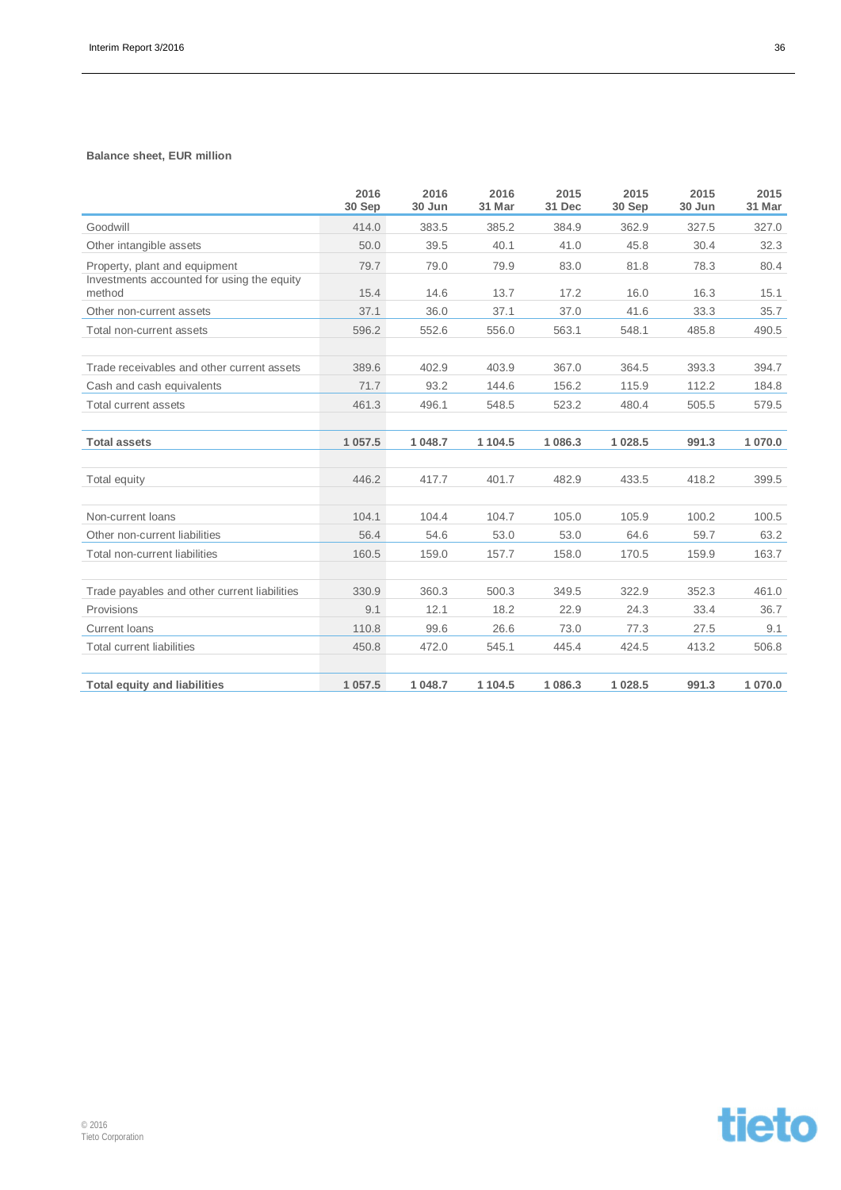**Balance sheet, EUR million**

| | 2016 30 Sep | 2016 30 Jun | 2016 31 Mar | 2015 31 Dec | 2015 30 Sep | 2015 30 Jun | 2015 31 Mar |
|---|---|---|---|---|---|---|---|
| Goodwill | 414.0 | 383.5 | 385.2 | 384.9 | 362.9 | 327.5 | 327.0 |
| Other intangible assets | 50.0 | 39.5 | 40.1 | 41.0 | 45.8 | 30.4 | 32.3 |
| Property, plant and equipment | 79.7 | 79.0 | 79.9 | 83.0 | 81.8 | 78.3 | 80.4 |
| Investments accounted for using the equity method | 15.4 | 14.6 | 13.7 | 17.2 | 16.0 | 16.3 | 15.1 |
| Other non-current assets | 37.1 | 36.0 | 37.1 | 37.0 | 41.6 | 33.3 | 35.7 |
| Total non-current assets | 596.2 | 552.6 | 556.0 | 563.1 | 548.1 | 485.8 | 490.5 |
| | | | | | | | |
| Trade receivables and other current assets | 389.6 | 402.9 | 403.9 | 367.0 | 364.5 | 393.3 | 394.7 |
| Cash and cash equivalents | 71.7 | 93.2 | 144.6 | 156.2 | 115.9 | 112.2 | 184.8 |
| Total current assets | 461.3 | 496.1 | 548.5 | 523.2 | 480.4 | 505.5 | 579.5 |
| | | | | | | | |
| **Total assets** | **1 057.5** | **1 048.7** | **1 104.5** | **1 086.3** | **1 028.5** | **991.3** | **1 070.0** |
| | | | | | | | |
| Total equity | 446.2 | 417.7 | 401.7 | 482.9 | 433.5 | 418.2 | 399.5 |
| | | | | | | | |
| Non-current loans | 104.1 | 104.4 | 104.7 | 105.0 | 105.9 | 100.2 | 100.5 |
| Other non-current liabilities | 56.4 | 54.6 | 53.0 | 53.0 | 64.6 | 59.7 | 63.2 |
| Total non-current liabilities | 160.5 | 159.0 | 157.7 | 158.0 | 170.5 | 159.9 | 163.7 |
| | | | | | | | |
| Trade payables and other current liabilities | 330.9 | 360.3 | 500.3 | 349.5 | 322.9 | 352.3 | 461.0 |
| Provisions | 9.1 | 12.1 | 18.2 | 22.9 | 24.3 | 33.4 | 36.7 |
| Current loans | 110.8 | 99.6 | 26.6 | 73.0 | 77.3 | 27.5 | 9.1 |
| Total current liabilities | 450.8 | 472.0 | 545.1 | 445.4 | 424.5 | 413.2 | 506.8 |
| | | | | | | | |
| **Total equity and liabilities** | **1 057.5** | **1 048.7** | **1 104.5** | **1 086.3** | **1 028.5** | **991.3** | **1 070.0** |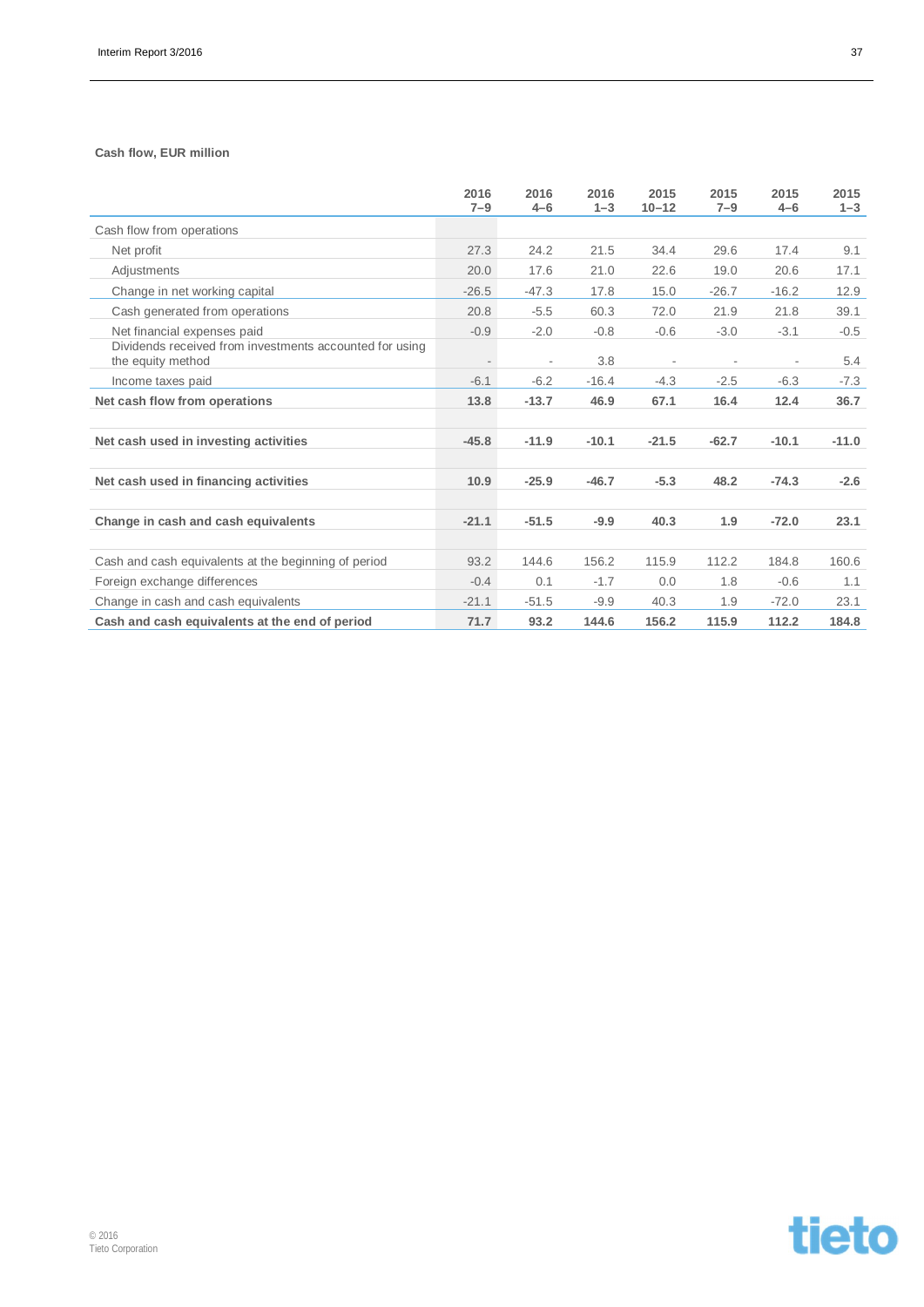**Cash flow, EUR million**

| | 2016 7–9 | 2016 4–6 | 2016 1–3 | 2015 10–12 | 2015 7–9 | 2015 4–6 | 2015 1–3 |
|---|---|---|---|---|---|---|---|
| Cash flow from operations | | | | | | | |
| Net profit | 27.3 | 24.2 | 21.5 | 34.4 | 29.6 | 17.4 | 9.1 |
| Adjustments | 20.0 | 17.6 | 21.0 | 22.6 | 19.0 | 20.6 | 17.1 |
| Change in net working capital | -26.5 | -47.3 | 17.8 | 15.0 | -26.7 | -16.2 | 12.9 |
| Cash generated from operations | 20.8 | -5.5 | 60.3 | 72.0 | 21.9 | 21.8 | 39.1 |
| Net financial expenses paid | -0.9 | -2.0 | -0.8 | -0.6 | -3.0 | -3.1 | -0.5 |
| Dividends received from investments accounted for using the equity method | - | - | 3.8 | - | - | - | 5.4 |
| Income taxes paid | -6.1 | -6.2 | -16.4 | -4.3 | -2.5 | -6.3 | -7.3 |
| **Net cash flow from operations** | **13.8** | **-13.7** | **46.9** | **67.1** | **16.4** | **12.4** | **36.7** |
| | | | | | | | |
| **Net cash used in investing activities** | **-45.8** | **-11.9** | **-10.1** | **-21.5** | **-62.7** | **-10.1** | **-11.0** |
| | | | | | | | |
| **Net cash used in financing activities** | **10.9** | **-25.9** | **-46.7** | **-5.3** | **48.2** | **-74.3** | **-2.6** |
| | | | | | | | |
| **Change in cash and cash equivalents** | **-21.1** | **-51.5** | **-9.9** | **40.3** | **1.9** | **-72.0** | **23.1** |
| | | | | | | | |
| Cash and cash equivalents at the beginning of period | 93.2 | 144.6 | 156.2 | 115.9 | 112.2 | 184.8 | 160.6 |
| Foreign exchange differences | -0.4 | 0.1 | -1.7 | 0.0 | 1.8 | -0.6 | 1.1 |
| Change in cash and cash equivalents | -21.1 | -51.5 | -9.9 | 40.3 | 1.9 | -72.0 | 23.1 |
| **Cash and cash equivalents at the end of period** | **71.7** | **93.2** | **144.6** | **156.2** | **115.9** | **112.2** | **184.8** |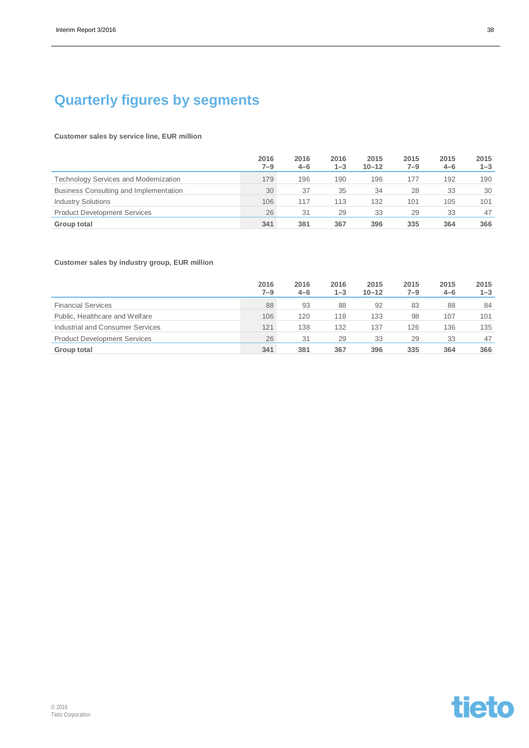# Quarterly figures by segments

**Customer sales by service line, EUR million**

| | 2016 7–9 | 2016 4–6 | 2016 1–3 | 2015 10–12 | 2015 7–9 | 2015 4–6 | 2015 1–3 |
|---|---|---|---|---|---|---|---|
| Technology Services and Modernization | 179 | 196 | 190 | 196 | 177 | 192 | 190 |
| Business Consulting and Implementation | 30 | 37 | 35 | 34 | 28 | 33 | 30 |
| Industry Solutions | 106 | 117 | 113 | 132 | 101 | 105 | 101 |
| Product Development Services | 26 | 31 | 29 | 33 | 29 | 33 | 47 |
| **Group total** | **341** | **381** | **367** | **396** | **335** | **364** | **366** |

**Customer sales by industry group, EUR million**

| | 2016 7–9 | 2016 4–6 | 2016 1–3 | 2015 10–12 | 2015 7–9 | 2015 4–6 | 2015 1–3 |
|---|---|---|---|---|---|---|---|
| Financial Services | 88 | 93 | 88 | 92 | 83 | 88 | 84 |
| Public, Healthcare and Welfare | 106 | 120 | 118 | 133 | 98 | 107 | 101 |
| Industrial and Consumer Services | 121 | 138 | 132 | 137 | 126 | 136 | 135 |
| Product Development Services | 26 | 31 | 29 | 33 | 29 | 33 | 47 |
| **Group total** | **341** | **381** | **367** | **396** | **335** | **364** | **366** |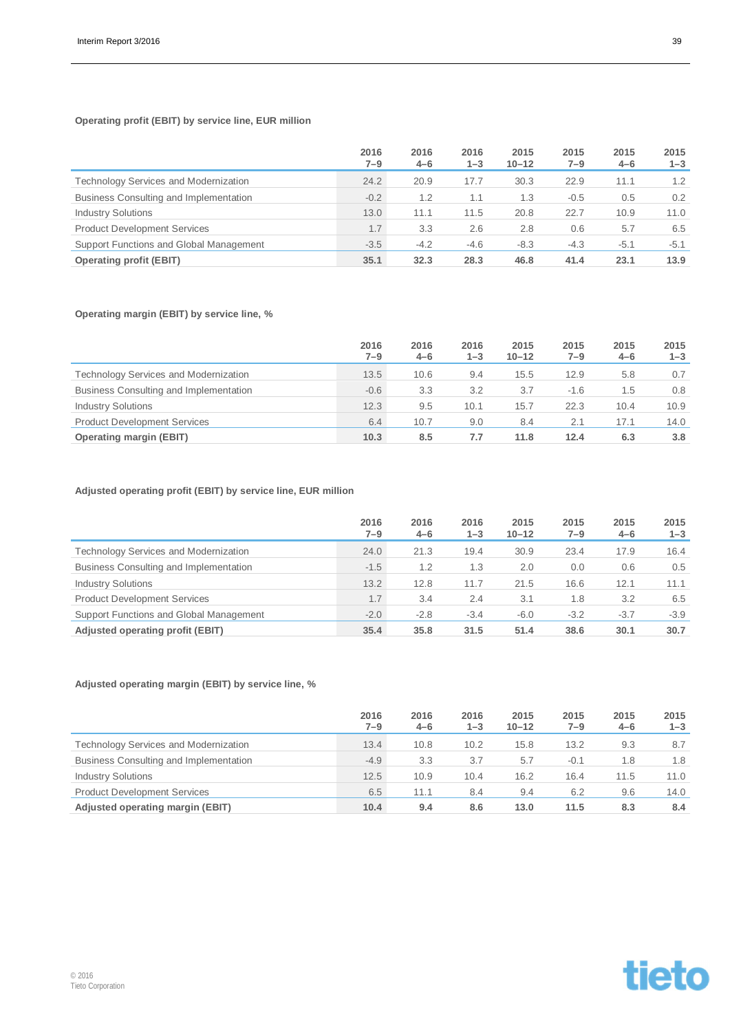### Operating profit (EBIT) by service line, EUR million

| | 2016 7–9 | 2016 4–6 | 2016 1–3 | 2015 10–12 | 2015 7–9 | 2015 4–6 | 2015 1–3 |
|---|---|---|---|---|---|---|---|
| Technology Services and Modernization | 24.2 | 20.9 | 17.7 | 30.3 | 22.9 | 11.1 | 1.2 |
| Business Consulting and Implementation | -0.2 | 1.2 | 1.1 | 1.3 | -0.5 | 0.5 | 0.2 |
| Industry Solutions | 13.0 | 11.1 | 11.5 | 20.8 | 22.7 | 10.9 | 11.0 |
| Product Development Services | 1.7 | 3.3 | 2.6 | 2.8 | 0.6 | 5.7 | 6.5 |
| Support Functions and Global Management | -3.5 | -4.2 | -4.6 | -8.3 | -4.3 | -5.1 | -5.1 |
| **Operating profit (EBIT)** | **35.1** | **32.3** | **28.3** | **46.8** | **41.4** | **23.1** | **13.9** |

### Operating margin (EBIT) by service line, %

| | 2016 7–9 | 2016 4–6 | 2016 1–3 | 2015 10–12 | 2015 7–9 | 2015 4–6 | 2015 1–3 |
|---|---|---|---|---|---|---|---|
| Technology Services and Modernization | 13.5 | 10.6 | 9.4 | 15.5 | 12.9 | 5.8 | 0.7 |
| Business Consulting and Implementation | -0.6 | 3.3 | 3.2 | 3.7 | -1.6 | 1.5 | 0.8 |
| Industry Solutions | 12.3 | 9.5 | 10.1 | 15.7 | 22.3 | 10.4 | 10.9 |
| Product Development Services | 6.4 | 10.7 | 9.0 | 8.4 | 2.1 | 17.1 | 14.0 |
| **Operating margin (EBIT)** | **10.3** | **8.5** | **7.7** | **11.8** | **12.4** | **6.3** | **3.8** |

### Adjusted operating profit (EBIT) by service line, EUR million

| | 2016 7–9 | 2016 4–6 | 2016 1–3 | 2015 10–12 | 2015 7–9 | 2015 4–6 | 2015 1–3 |
|---|---|---|---|---|---|---|---|
| Technology Services and Modernization | 24.0 | 21.3 | 19.4 | 30.9 | 23.4 | 17.9 | 16.4 |
| Business Consulting and Implementation | -1.5 | 1.2 | 1.3 | 2.0 | 0.0 | 0.6 | 0.5 |
| Industry Solutions | 13.2 | 12.8 | 11.7 | 21.5 | 16.6 | 12.1 | 11.1 |
| Product Development Services | 1.7 | 3.4 | 2.4 | 3.1 | 1.8 | 3.2 | 6.5 |
| Support Functions and Global Management | -2.0 | -2.8 | -3.4 | -6.0 | -3.2 | -3.7 | -3.9 |
| **Adjusted operating profit (EBIT)** | **35.4** | **35.8** | **31.5** | **51.4** | **38.6** | **30.1** | **30.7** |

### Adjusted operating margin (EBIT) by service line, %

| | 2016 7–9 | 2016 4–6 | 2016 1–3 | 2015 10–12 | 2015 7–9 | 2015 4–6 | 2015 1–3 |
|---|---|---|---|---|---|---|---|
| Technology Services and Modernization | 13.4 | 10.8 | 10.2 | 15.8 | 13.2 | 9.3 | 8.7 |
| Business Consulting and Implementation | -4.9 | 3.3 | 3.7 | 5.7 | -0.1 | 1.8 | 1.8 |
| Industry Solutions | 12.5 | 10.9 | 10.4 | 16.2 | 16.4 | 11.5 | 11.0 |
| Product Development Services | 6.5 | 11.1 | 8.4 | 9.4 | 6.2 | 9.6 | 14.0 |
| **Adjusted operating margin (EBIT)** | **10.4** | **9.4** | **8.6** | **13.0** | **11.5** | **8.3** | **8.4** |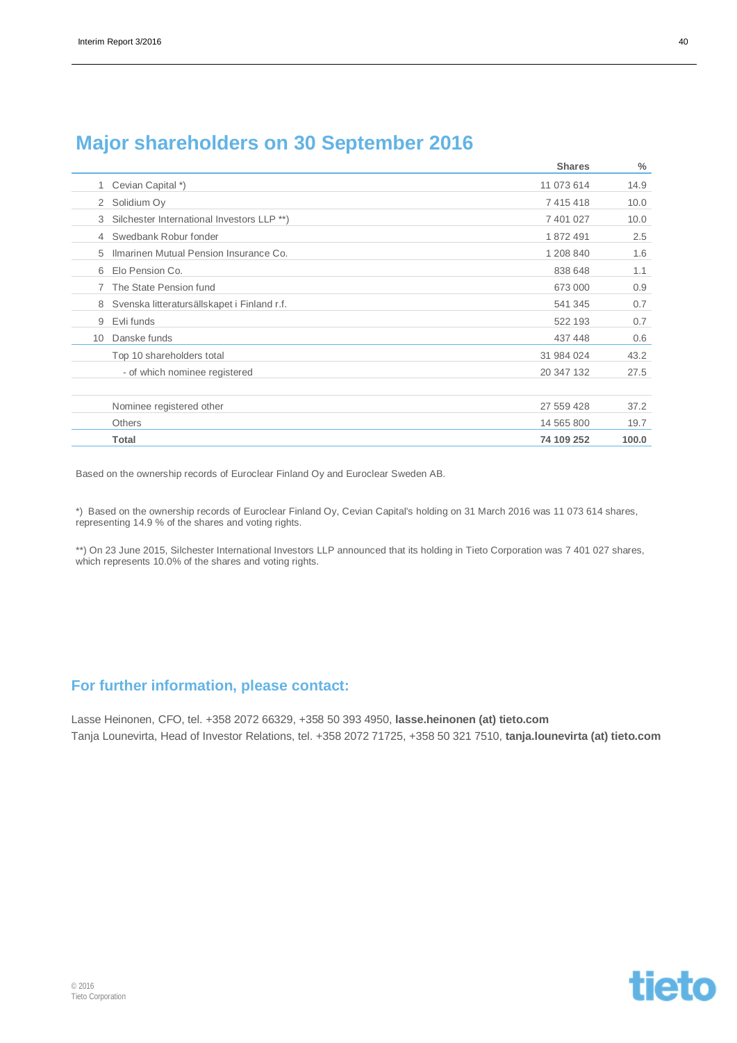## Major shareholders on 30 September 2016

| | | Shares | % |
|---|---|---|---|
| 1 | Cevian Capital *) | 11 073 614 | 14.9 |
| 2 | Solidium Oy | 7 415 418 | 10.0 |
| 3 | Silchester International Investors LLP **) | 7 401 027 | 10.0 |
| 4 | Swedbank Robur fonder | 1 872 491 | 2.5 |
| 5 | Ilmarinen Mutual Pension Insurance Co. | 1 208 840 | 1.6 |
| 6 | Elo Pension Co. | 838 648 | 1.1 |
| 7 | The State Pension fund | 673 000 | 0.9 |
| 8 | Svenska litteratursällskapet i Finland r.f. | 541 345 | 0.7 |
| 9 | Evli funds | 522 193 | 0.7 |
| 10 | Danske funds | 437 448 | 0.6 |
| | Top 10 shareholders total | 31 984 024 | 43.2 |
| | - of which nominee registered | 20 347 132 | 27.5 |
| | | | |
| | Nominee registered other | 27 559 428 | 37.2 |
| | Others | 14 565 800 | 19.7 |
| | **Total** | **74 109 252** | **100.0** |

Based on the ownership records of Euroclear Finland Oy and Euroclear Sweden AB.

*) Based on the ownership records of Euroclear Finland Oy, Cevian Capital's holding on 31 March 2016 was 11 073 614 shares, representing 14.9 % of the shares and voting rights.

**) On 23 June 2015, Silchester International Investors LLP announced that its holding in Tieto Corporation was 7 401 027 shares, which represents 10.0% of the shares and voting rights.

### For further information, please contact:

Lasse Heinonen, CFO, tel. +358 2072 66329, +358 50 393 4950, **lasse.heinonen (at) tieto.com**
Tanja Lounevirta, Head of Investor Relations, tel. +358 2072 71725, +358 50 321 7510, **tanja.lounevirta (at) tieto.com**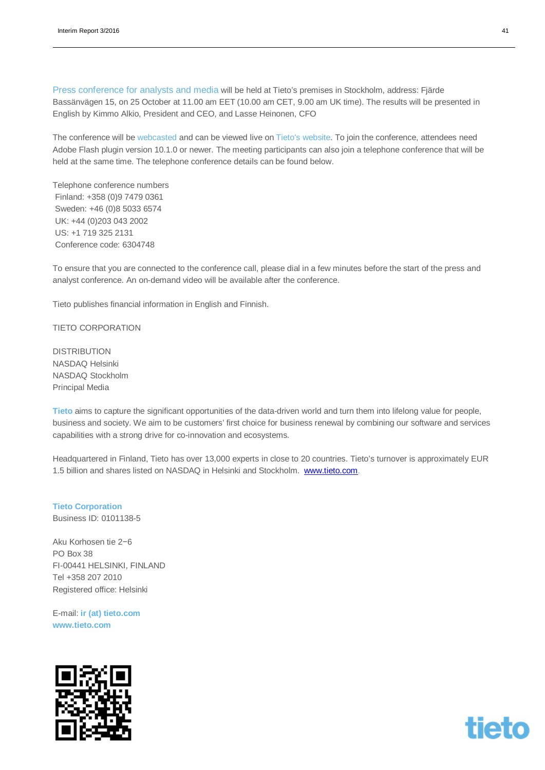Press conference for analysts and media will be held at Tieto's premises in Stockholm, address: Fjärde Bassänvägen 15, on 25 October at 11.00 am EET (10.00 am CET, 9.00 am UK time). The results will be presented in English by Kimmo Alkio, President and CEO, and Lasse Heinonen, CFO

The conference will be webcasted and can be viewed live on Tieto's website. To join the conference, attendees need Adobe Flash plugin version 10.1.0 or newer. The meeting participants can also join a telephone conference that will be held at the same time. The telephone conference details can be found below.

Telephone conference numbers
Finland: +358 (0)9 7479 0361
Sweden: +46 (0)8 5033 6574
UK: +44 (0)203 043 2002
US: +1 719 325 2131
Conference code: 6304748

To ensure that you are connected to the conference call, please dial in a few minutes before the start of the press and analyst conference. An on-demand video will be available after the conference.

Tieto publishes financial information in English and Finnish.

TIETO CORPORATION

DISTRIBUTION
NASDAQ Helsinki
NASDAQ Stockholm
Principal Media

**Tieto** aims to capture the significant opportunities of the data-driven world and turn them into lifelong value for people, business and society. We aim to be customers' first choice for business renewal by combining our software and services capabilities with a strong drive for co-innovation and ecosystems.

Headquartered in Finland, Tieto has over 13,000 experts in close to 20 countries. Tieto's turnover is approximately EUR 1.5 billion and shares listed on NASDAQ in Helsinki and Stockholm. www.tieto.com.

**Tieto Corporation**
Business ID: 0101138-5

Aku Korhosen tie 2−6
PO Box 38
FI-00441 HELSINKI, FINLAND
Tel +358 207 2010
Registered office: Helsinki

E-mail: **ir (at) tieto.com**
**www.tieto.com**